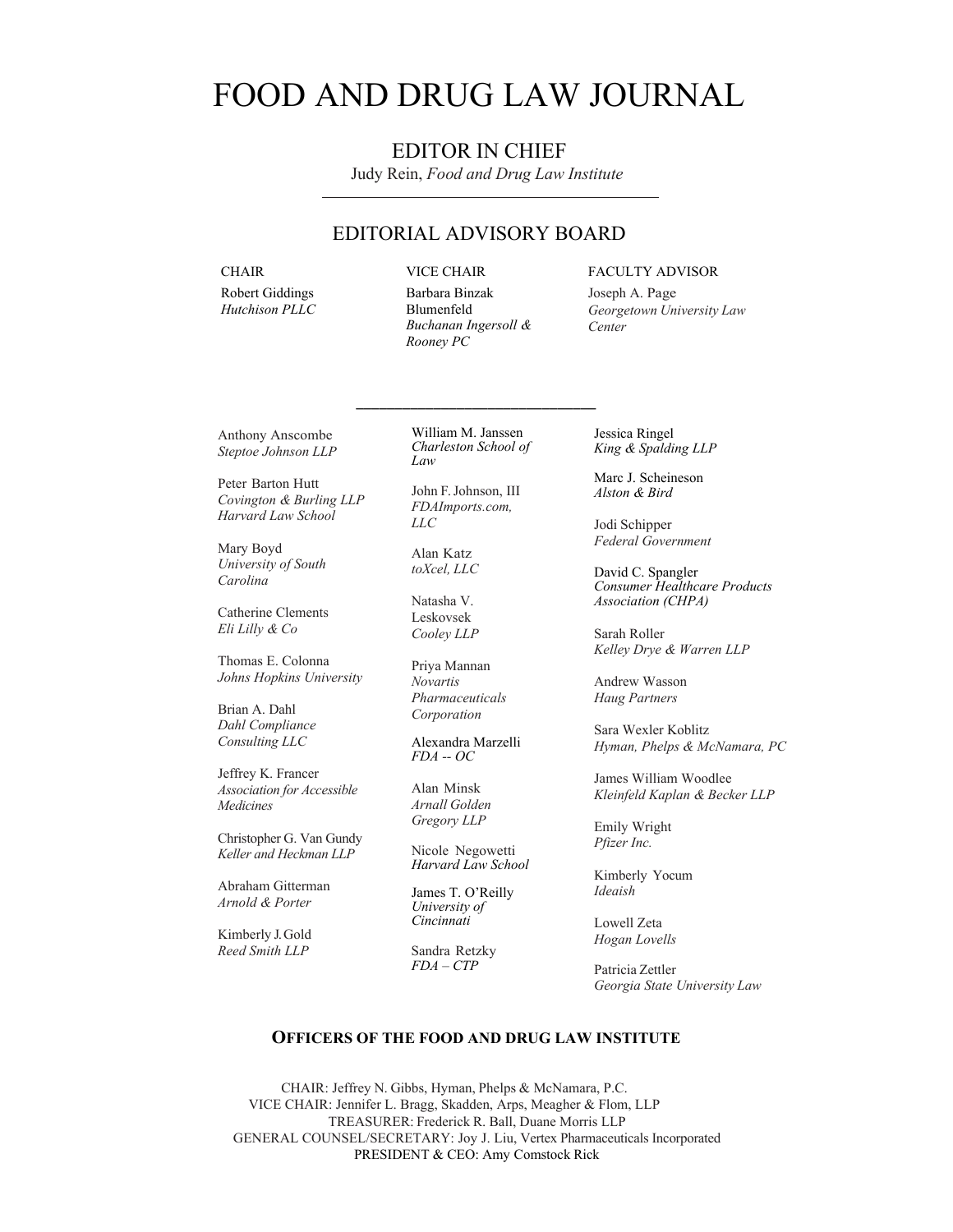# FOOD AND DRUG LAW JOURNAL

## EDITOR IN CHIEF

Judy Rein, *Food and Drug Law Institute*

---

## EDITORIAL ADVISORY BOARD

CHAIR
Robert Giddings
*Hutchison PLLC*

VICE CHAIR
Barbara Binzak Blumenfeld
*Buchanan Ingersoll & Rooney PC*

FACULTY ADVISOR
Joseph A. Page
*Georgetown University Law Center*

---

Anthony Anscombe
*Steptoe Johnson LLP*

Peter Barton Hutt
*Covington & Burling LLP*
*Harvard Law School*

Mary Boyd
*University of South Carolina*

Catherine Clements
*Eli Lilly & Co*

Thomas E. Colonna
*Johns Hopkins University*

Brian A. Dahl
*Dahl Compliance Consulting LLC*

Jeffrey K. Francer
*Association for Accessible Medicines*

Christopher G. Van Gundy
*Keller and Heckman LLP*

Abraham Gitterman
*Arnold & Porter*

Kimberly J. Gold
*Reed Smith LLP*

William M. Janssen
*Charleston School of Law*

John F. Johnson, III
*FDAImports.com, LLC*

Alan Katz
*toXcel, LLC*

Natasha V. Leskovsek
*Cooley LLP*

Priya Mannan
*Novartis Pharmaceuticals Corporation*

Alexandra Marzelli
*FDA -- OC*

Alan Minsk
*Arnall Golden Gregory LLP*

Nicole Negowetti
*Harvard Law School*

James T. O'Reilly
*University of Cincinnati*

Sandra Retzky
*FDA – CTP*

Jessica Ringel
*King & Spalding LLP*

Marc J. Scheineson
*Alston & Bird*

Jodi Schipper
*Federal Government*

David C. Spangler
*Consumer Healthcare Products Association (CHPA)*

Sarah Roller
*Kelley Drye & Warren LLP*

Andrew Wasson
*Haug Partners*

Sara Wexler Koblitz
*Hyman, Phelps & McNamara, PC*

James William Woodlee
*Kleinfeld Kaplan & Becker LLP*

Emily Wright
*Pfizer Inc.*

Kimberly Yocum
*Ideaish*

Lowell Zeta
*Hogan Lovells*

Patricia Zettler
*Georgia State University Law*

### OFFICERS OF THE FOOD AND DRUG LAW INSTITUTE

CHAIR: Jeffrey N. Gibbs, Hyman, Phelps & McNamara, P.C.
VICE CHAIR: Jennifer L. Bragg, Skadden, Arps, Meagher & Flom, LLP
TREASURER: Frederick R. Ball, Duane Morris LLP
GENERAL COUNSEL/SECRETARY: Joy J. Liu, Vertex Pharmaceuticals Incorporated
PRESIDENT & CEO: Amy Comstock Rick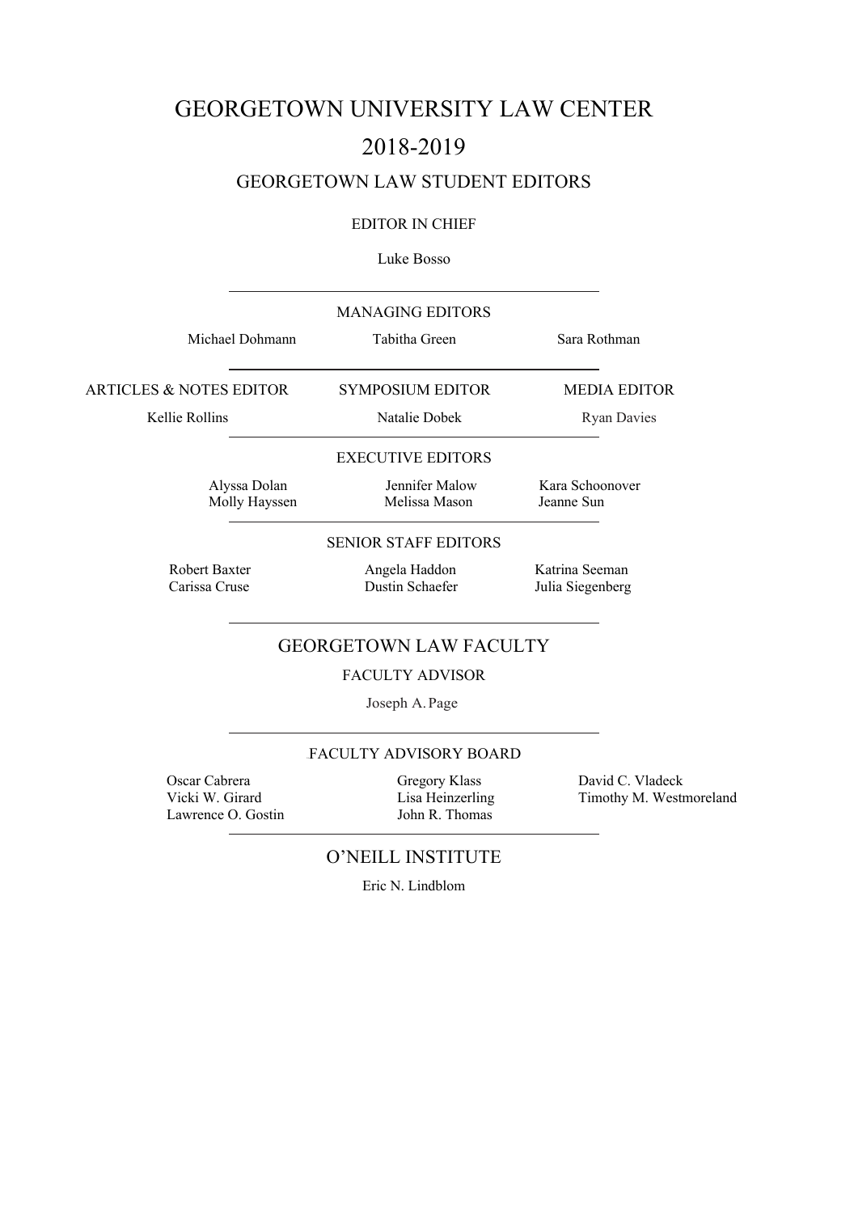# GEORGETOWN UNIVERSITY LAW CENTER

# 2018-2019

## GEORGETOWN LAW STUDENT EDITORS

### EDITOR IN CHIEF

Luke Bosso

---

### MANAGING EDITORS

Michael Dohmann
Tabitha Green
Sara Rothman

---

### ARTICLES & NOTES EDITOR

Kellie Rollins

### SYMPOSIUM EDITOR

Natalie Dobek

### MEDIA EDITOR

Ryan Davies

---

### EXECUTIVE EDITORS

Alyssa Dolan
Molly Hayssen
Jennifer Malow
Melissa Mason
Kara Schoonover
Jeanne Sun

---

### SENIOR STAFF EDITORS

Robert Baxter
Carissa Cruse
Angela Haddon
Dustin Schaefer
Katrina Seeman
Julia Siegenberg

---

## GEORGETOWN LAW FACULTY

### FACULTY ADVISOR

Joseph A. Page

---

### FACULTY ADVISORY BOARD

Oscar Cabrera
Vicki W. Girard
Lawrence O. Gostin
Gregory Klass
Lisa Heinzerling
John R. Thomas
David C. Vladeck
Timothy M. Westmoreland

---

## O'NEILL INSTITUTE

Eric N. Lindblom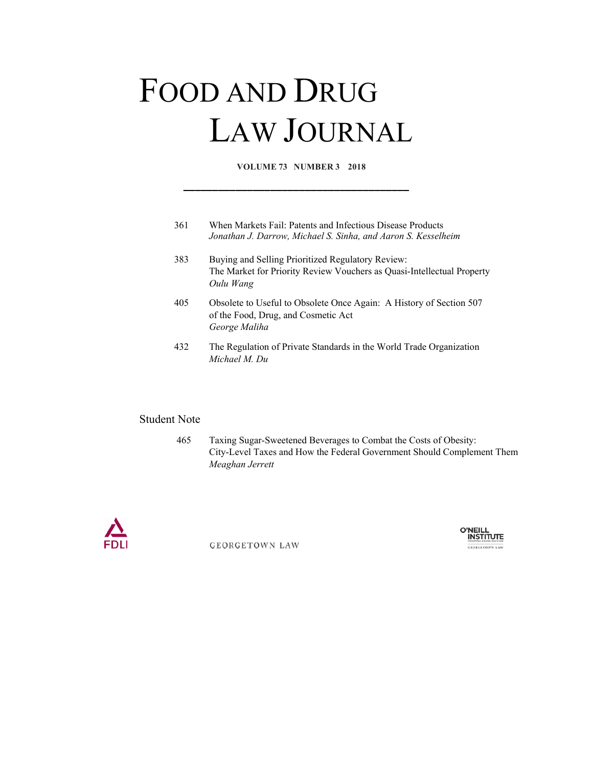# FOOD AND DRUG LAW JOURNAL

**VOLUME 73 NUMBER 3 2018**

---

361 When Markets Fail: Patents and Infectious Disease Products
*Jonathan J. Darrow, Michael S. Sinha, and Aaron S. Kesselheim*

383 Buying and Selling Prioritized Regulatory Review:
The Market for Priority Review Vouchers as Quasi-Intellectual Property
*Oulu Wang*

405 Obsolete to Useful to Obsolete Once Again: A History of Section 507 of the Food, Drug, and Cosmetic Act
*George Maliha*

432 The Regulation of Private Standards in the World Trade Organization
*Michael M. Du*

## Student Note

465 Taxing Sugar-Sweetened Beverages to Combat the Costs of Obesity: City-Level Taxes and How the Federal Government Should Complement Them
*Meaghan Jerrett*

FDLI

GEORGETOWN LAW

O'NEILL INSTITUTE

GEORGETOWN LAW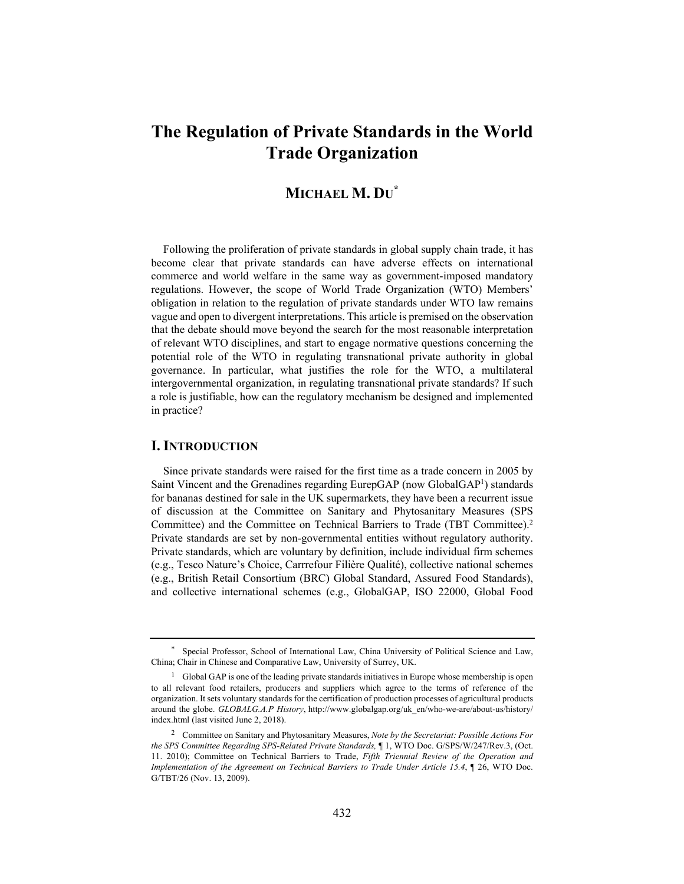# The Regulation of Private Standards in the World Trade Organization

## MICHAEL M. DU*

Following the proliferation of private standards in global supply chain trade, it has become clear that private standards can have adverse effects on international commerce and world welfare in the same way as government-imposed mandatory regulations. However, the scope of World Trade Organization (WTO) Members' obligation in relation to the regulation of private standards under WTO law remains vague and open to divergent interpretations. This article is premised on the observation that the debate should move beyond the search for the most reasonable interpretation of relevant WTO disciplines, and start to engage normative questions concerning the potential role of the WTO in regulating transnational private authority in global governance. In particular, what justifies the role for the WTO, a multilateral intergovernmental organization, in regulating transnational private standards? If such a role is justifiable, how can the regulatory mechanism be designed and implemented in practice?

## I. INTRODUCTION

Since private standards were raised for the first time as a trade concern in 2005 by Saint Vincent and the Grenadines regarding EurepGAP (now GlobalGAP[1]) standards for bananas destined for sale in the UK supermarkets, they have been a recurrent issue of discussion at the Committee on Sanitary and Phytosanitary Measures (SPS Committee) and the Committee on Technical Barriers to Trade (TBT Committee).[2] Private standards are set by non-governmental entities without regulatory authority. Private standards, which are voluntary by definition, include individual firm schemes (e.g., Tesco Nature's Choice, Carrrefour Filière Qualité), collective national schemes (e.g., British Retail Consortium (BRC) Global Standard, Assured Food Standards), and collective international schemes (e.g., GlobalGAP, ISO 22000, Global Food

---

\* Special Professor, School of International Law, China University of Political Science and Law, China; Chair in Chinese and Comparative Law, University of Surrey, UK.

[1] Global GAP is one of the leading private standards initiatives in Europe whose membership is open to all relevant food retailers, producers and suppliers which agree to the terms of reference of the organization. It sets voluntary standards for the certification of production processes of agricultural products around the globe. *GLOBALG.A.P History*, http://www.globalgap.org/uk_en/who-we-are/about-us/history/index.html (last visited June 2, 2018).

[2] Committee on Sanitary and Phytosanitary Measures, *Note by the Secretariat: Possible Actions For the SPS Committee Regarding SPS-Related Private Standards,* ¶ 1, WTO Doc. G/SPS/W/247/Rev.3, (Oct. 11. 2010); Committee on Technical Barriers to Trade, *Fifth Triennial Review of the Operation and Implementation of the Agreement on Technical Barriers to Trade Under Article 15.4*, ¶ 26, WTO Doc. G/TBT/26 (Nov. 13, 2009).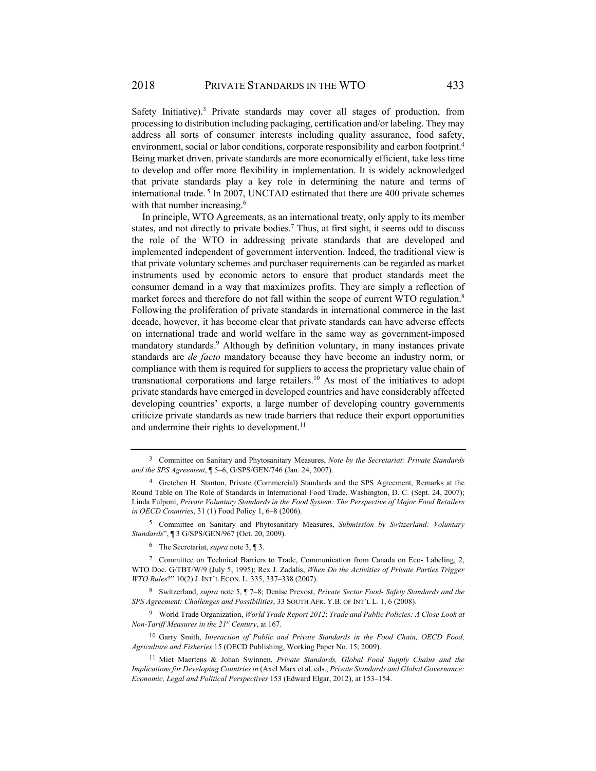Safety Initiative).[3] Private standards may cover all stages of production, from processing to distribution including packaging, certification and/or labeling. They may address all sorts of consumer interests including quality assurance, food safety, environment, social or labor conditions, corporate responsibility and carbon footprint.[4] Being market driven, private standards are more economically efficient, take less time to develop and offer more flexibility in implementation. It is widely acknowledged that private standards play a key role in determining the nature and terms of international trade.[5] In 2007, UNCTAD estimated that there are 400 private schemes with that number increasing.[6]

In principle, WTO Agreements, as an international treaty, only apply to its member states, and not directly to private bodies.[7] Thus, at first sight, it seems odd to discuss the role of the WTO in addressing private standards that are developed and implemented independent of government intervention. Indeed, the traditional view is that private voluntary schemes and purchaser requirements can be regarded as market instruments used by economic actors to ensure that product standards meet the consumer demand in a way that maximizes profits. They are simply a reflection of market forces and therefore do not fall within the scope of current WTO regulation.[8] Following the proliferation of private standards in international commerce in the last decade, however, it has become clear that private standards can have adverse effects on international trade and world welfare in the same way as government-imposed mandatory standards.[9] Although by definition voluntary, in many instances private standards are *de facto* mandatory because they have become an industry norm, or compliance with them is required for suppliers to access the proprietary value chain of transnational corporations and large retailers.[10] As most of the initiatives to adopt private standards have emerged in developed countries and have considerably affected developing countries' exports, a large number of developing country governments criticize private standards as new trade barriers that reduce their export opportunities and undermine their rights to development.[11]

---

[3] Committee on Sanitary and Phytosanitary Measures, *Note by the Secretariat: Private Standards and the SPS Agreement*, ¶ 5–6, G/SPS/GEN/746 (Jan. 24, 2007).

[4] Gretchen H. Stanton, Private (Commercial) Standards and the SPS Agreement, Remarks at the Round Table on The Role of Standards in International Food Trade, Washington, D. C. (Sept. 24, 2007); Linda Fulponi, *Private Voluntary Standards in the Food System: The Perspective of Major Food Retailers in OECD Countries*, 31 (1) Food Policy 1, 6–8 (2006).

[5] Committee on Sanitary and Phytosanitary Measures, *Submission by Switzerland: Voluntary Standards*", ¶ 3 G/SPS/GEN/967 (Oct. 20, 2009).

[6] The Secretariat, *supra* note 3, ¶ 3.

[7] Committee on Technical Barriers to Trade, Communication from Canada on Eco- Labeling, 2, WTO Doc. G/TBT/W/9 (July 5, 1995); Rex J. Zadalis, *When Do the Activities of Private Parties Trigger WTO Rules*?" 10(2) J. INT'L ECON. L. 335, 337–338 (2007).

[8] Switzerland, *supra* note 5, ¶ 7–8; Denise Prevost, *Private Sector Food- Safety Standards and the SPS Agreement: Challenges and Possibilities*, 33 SOUTH AFR. Y.B. OF INT'L L. 1, 6 (2008).

[9] World Trade Organization, *World Trade Report 2012*: *Trade and Public Policies: A Close Look at Non-Tariff Measures in the 21st Century*, at 167.

[10] Garry Smith, *Interaction of Public and Private Standards in the Food Chain, OECD Food, Agriculture and Fisheries* 15 (OECD Publishing, Working Paper No. 15, 2009).

[11] Miet Maertens & Johan Swinnen, *Private Standards, Global Food Supply Chains and the Implications for Developing Countries in* (Axel Marx et al. eds., *Private Standards and Global Governance: Economic, Legal and Political Perspectives* 153 (Edward Elgar, 2012), at 153–154.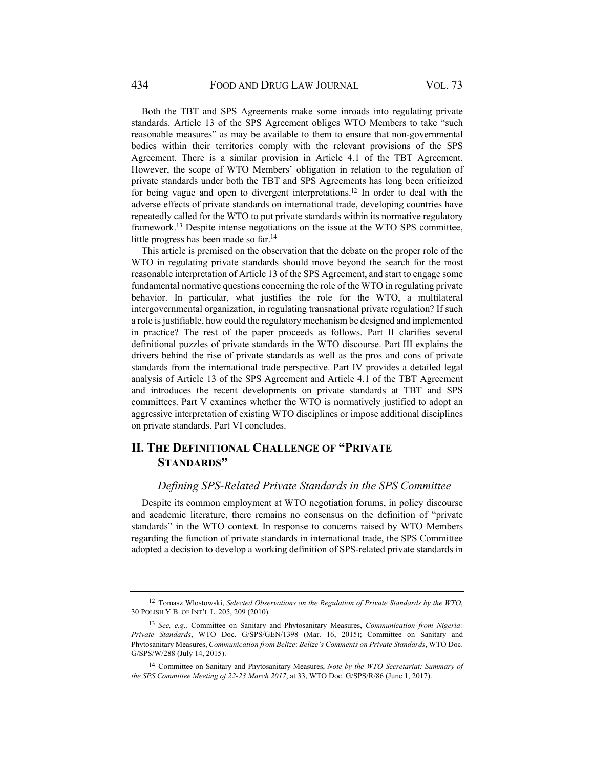Both the TBT and SPS Agreements make some inroads into regulating private standards. Article 13 of the SPS Agreement obliges WTO Members to take "such reasonable measures" as may be available to them to ensure that non-governmental bodies within their territories comply with the relevant provisions of the SPS Agreement. There is a similar provision in Article 4.1 of the TBT Agreement. However, the scope of WTO Members' obligation in relation to the regulation of private standards under both the TBT and SPS Agreements has long been criticized for being vague and open to divergent interpretations.[12] In order to deal with the adverse effects of private standards on international trade, developing countries have repeatedly called for the WTO to put private standards within its normative regulatory framework.[13] Despite intense negotiations on the issue at the WTO SPS committee, little progress has been made so far.[14]

This article is premised on the observation that the debate on the proper role of the WTO in regulating private standards should move beyond the search for the most reasonable interpretation of Article 13 of the SPS Agreement, and start to engage some fundamental normative questions concerning the role of the WTO in regulating private behavior. In particular, what justifies the role for the WTO, a multilateral intergovernmental organization, in regulating transnational private regulation? If such a role is justifiable, how could the regulatory mechanism be designed and implemented in practice? The rest of the paper proceeds as follows. Part II clarifies several definitional puzzles of private standards in the WTO discourse. Part III explains the drivers behind the rise of private standards as well as the pros and cons of private standards from the international trade perspective. Part IV provides a detailed legal analysis of Article 13 of the SPS Agreement and Article 4.1 of the TBT Agreement and introduces the recent developments on private standards at TBT and SPS committees. Part V examines whether the WTO is normatively justified to adopt an aggressive interpretation of existing WTO disciplines or impose additional disciplines on private standards. Part VI concludes.

## II. The Definitional Challenge of "Private Standards"

### *Defining SPS-Related Private Standards in the SPS Committee*

Despite its common employment at WTO negotiation forums, in policy discourse and academic literature, there remains no consensus on the definition of "private standards" in the WTO context. In response to concerns raised by WTO Members regarding the function of private standards in international trade, the SPS Committee adopted a decision to develop a working definition of SPS-related private standards in

---

[12] Tomasz Wlostowski, *Selected Observations on the Regulation of Private Standards by the WTO*, 30 Polish Y.B. of Int'l L. 205, 209 (2010).

[13] *See, e.g.,* Committee on Sanitary and Phytosanitary Measures, *Communication from Nigeria: Private Standards*, WTO Doc. G/SPS/GEN/1398 (Mar. 16, 2015); Committee on Sanitary and Phytosanitary Measures, *Communication from Belize*: *Belize's Comments on Private Standards*, WTO Doc. G/SPS/W/288 (July 14, 2015).

[14] Committee on Sanitary and Phytosanitary Measures, *Note by the WTO Secretariat: Summary of the SPS Committee Meeting of 22-23 March 2017*, at 33, WTO Doc. G/SPS/R/86 (June 1, 2017).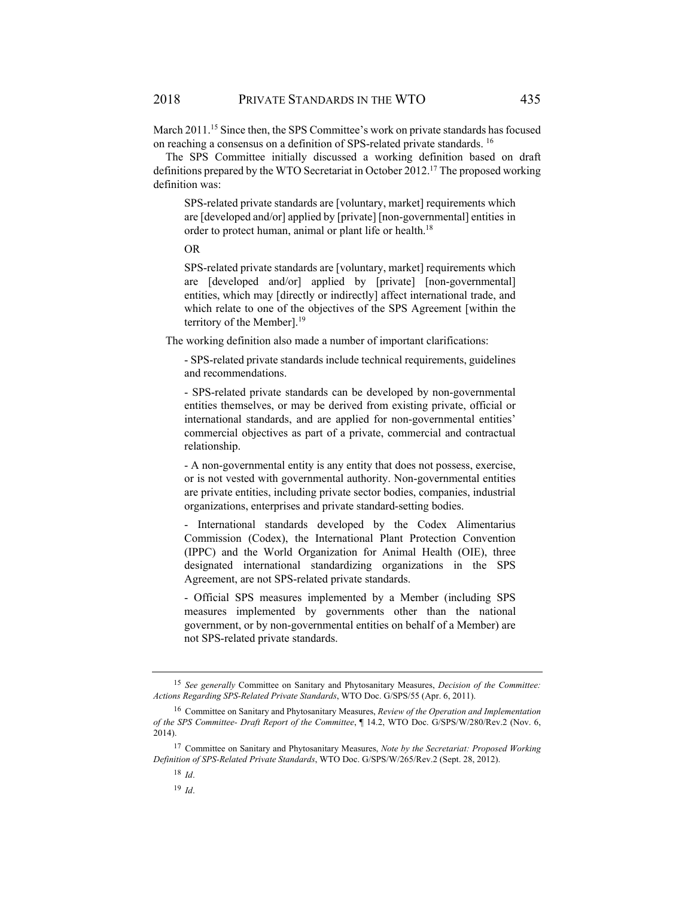March 2011.[15] Since then, the SPS Committee's work on private standards has focused on reaching a consensus on a definition of SPS-related private standards. [16]

The SPS Committee initially discussed a working definition based on draft definitions prepared by the WTO Secretariat in October 2012.[17] The proposed working definition was:

> SPS-related private standards are [voluntary, market] requirements which are [developed and/or] applied by [private] [non-governmental] entities in order to protect human, animal or plant life or health.[18]
>
> OR
>
> SPS-related private standards are [voluntary, market] requirements which are [developed and/or] applied by [private] [non-governmental] entities, which may [directly or indirectly] affect international trade, and which relate to one of the objectives of the SPS Agreement [within the territory of the Member].[19]

The working definition also made a number of important clarifications:

> - SPS-related private standards include technical requirements, guidelines and recommendations.
>
> - SPS-related private standards can be developed by non-governmental entities themselves, or may be derived from existing private, official or international standards, and are applied for non-governmental entities' commercial objectives as part of a private, commercial and contractual relationship.
>
> - A non-governmental entity is any entity that does not possess, exercise, or is not vested with governmental authority. Non-governmental entities are private entities, including private sector bodies, companies, industrial organizations, enterprises and private standard-setting bodies.
>
> - International standards developed by the Codex Alimentarius Commission (Codex), the International Plant Protection Convention (IPPC) and the World Organization for Animal Health (OIE), three designated international standardizing organizations in the SPS Agreement, are not SPS-related private standards.
>
> - Official SPS measures implemented by a Member (including SPS measures implemented by governments other than the national government, or by non-governmental entities on behalf of a Member) are not SPS-related private standards.

---

[15] *See generally* Committee on Sanitary and Phytosanitary Measures, *Decision of the Committee: Actions Regarding SPS-Related Private Standards*, WTO Doc. G/SPS/55 (Apr. 6, 2011).

[16] Committee on Sanitary and Phytosanitary Measures, *Review of the Operation and Implementation of the SPS Committee- Draft Report of the Committee*, ¶ 14.2, WTO Doc. G/SPS/W/280/Rev.2 (Nov. 6, 2014).

[17] Committee on Sanitary and Phytosanitary Measures, *Note by the Secretariat: Proposed Working Definition of SPS-Related Private Standards*, WTO Doc. G/SPS/W/265/Rev.2 (Sept. 28, 2012).

[18] *Id*.

[19] *Id*.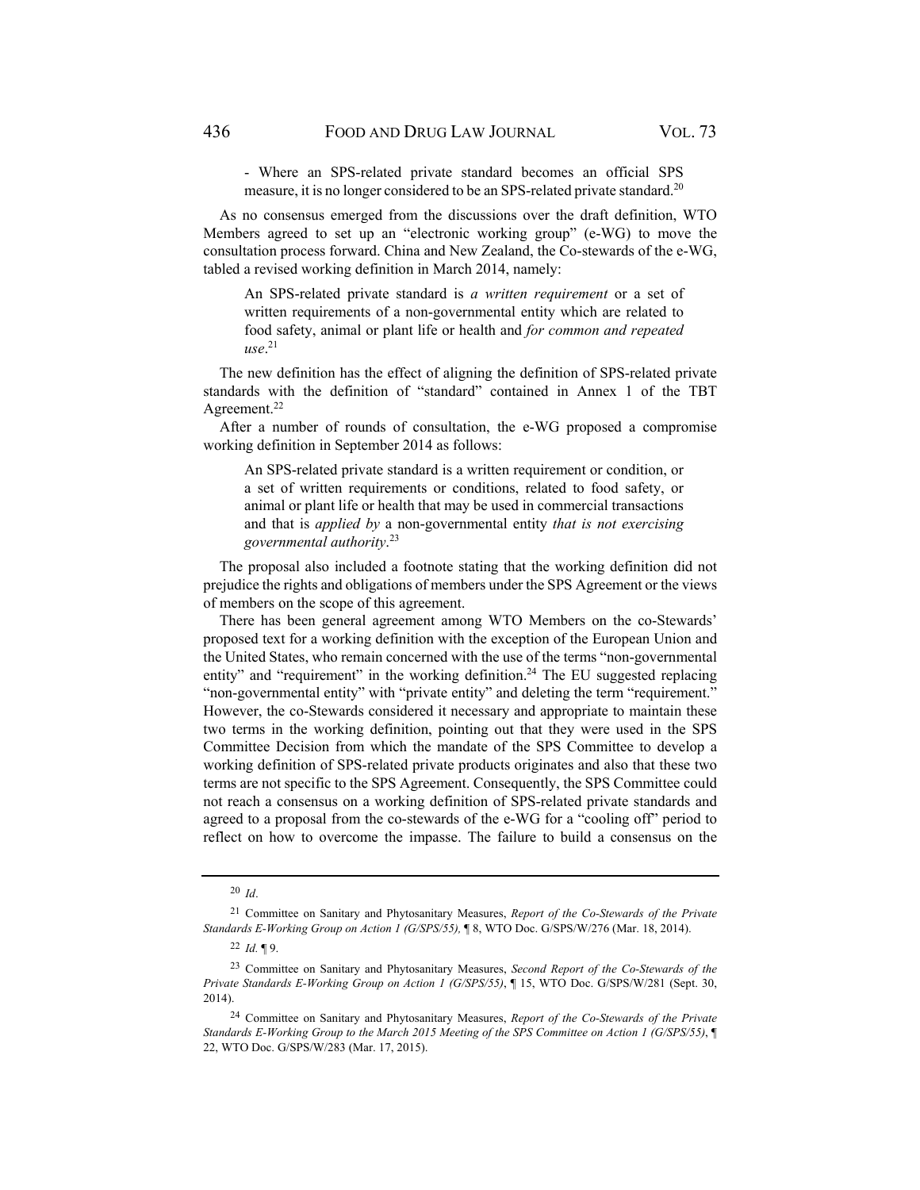- Where an SPS-related private standard becomes an official SPS measure, it is no longer considered to be an SPS-related private standard.[20]

As no consensus emerged from the discussions over the draft definition, WTO Members agreed to set up an "electronic working group" (e-WG) to move the consultation process forward. China and New Zealand, the Co-stewards of the e-WG, tabled a revised working definition in March 2014, namely:

> An SPS-related private standard is *a written requirement* or a set of written requirements of a non-governmental entity which are related to food safety, animal or plant life or health and *for common and repeated use*.[21]

The new definition has the effect of aligning the definition of SPS-related private standards with the definition of "standard" contained in Annex 1 of the TBT Agreement.[22]

After a number of rounds of consultation, the e-WG proposed a compromise working definition in September 2014 as follows:

> An SPS-related private standard is a written requirement or condition, or a set of written requirements or conditions, related to food safety, or animal or plant life or health that may be used in commercial transactions and that is *applied by* a non-governmental entity *that is not exercising governmental authority*.[23]

The proposal also included a footnote stating that the working definition did not prejudice the rights and obligations of members under the SPS Agreement or the views of members on the scope of this agreement.

There has been general agreement among WTO Members on the co-Stewards' proposed text for a working definition with the exception of the European Union and the United States, who remain concerned with the use of the terms "non-governmental entity" and "requirement" in the working definition.[24] The EU suggested replacing "non-governmental entity" with "private entity" and deleting the term "requirement." However, the co-Stewards considered it necessary and appropriate to maintain these two terms in the working definition, pointing out that they were used in the SPS Committee Decision from which the mandate of the SPS Committee to develop a working definition of SPS-related private products originates and also that these two terms are not specific to the SPS Agreement. Consequently, the SPS Committee could not reach a consensus on a working definition of SPS-related private standards and agreed to a proposal from the co-stewards of the e-WG for a "cooling off" period to reflect on how to overcome the impasse. The failure to build a consensus on the

---

[20] *Id*.

[21] Committee on Sanitary and Phytosanitary Measures, *Report of the Co-Stewards of the Private Standards E-Working Group on Action 1 (G/SPS/55),* ¶ 8, WTO Doc. G/SPS/W/276 (Mar. 18, 2014).

[22] *Id.* ¶ 9.

[23] Committee on Sanitary and Phytosanitary Measures, *Second Report of the Co-Stewards of the Private Standards E-Working Group on Action 1 (G/SPS/55)*, ¶ 15, WTO Doc. G/SPS/W/281 (Sept. 30, 2014).

[24] Committee on Sanitary and Phytosanitary Measures, *Report of the Co-Stewards of the Private Standards E-Working Group to the March 2015 Meeting of the SPS Committee on Action 1 (G/SPS/55)*, ¶ 22, WTO Doc. G/SPS/W/283 (Mar. 17, 2015).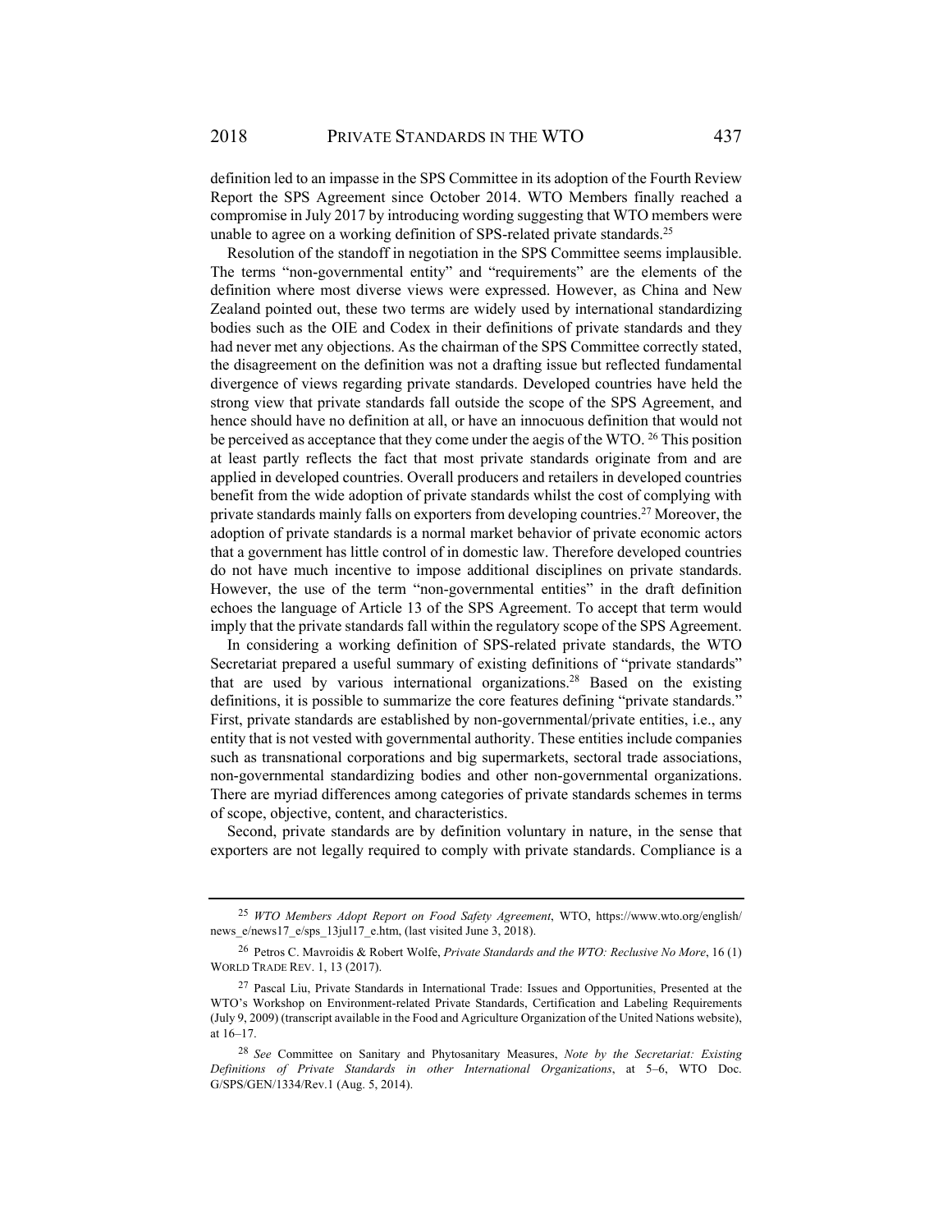definition led to an impasse in the SPS Committee in its adoption of the Fourth Review Report the SPS Agreement since October 2014. WTO Members finally reached a compromise in July 2017 by introducing wording suggesting that WTO members were unable to agree on a working definition of SPS-related private standards.[25]

Resolution of the standoff in negotiation in the SPS Committee seems implausible. The terms "non-governmental entity" and "requirements" are the elements of the definition where most diverse views were expressed. However, as China and New Zealand pointed out, these two terms are widely used by international standardizing bodies such as the OIE and Codex in their definitions of private standards and they had never met any objections. As the chairman of the SPS Committee correctly stated, the disagreement on the definition was not a drafting issue but reflected fundamental divergence of views regarding private standards. Developed countries have held the strong view that private standards fall outside the scope of the SPS Agreement, and hence should have no definition at all, or have an innocuous definition that would not be perceived as acceptance that they come under the aegis of the WTO.[26] This position at least partly reflects the fact that most private standards originate from and are applied in developed countries. Overall producers and retailers in developed countries benefit from the wide adoption of private standards whilst the cost of complying with private standards mainly falls on exporters from developing countries.[27] Moreover, the adoption of private standards is a normal market behavior of private economic actors that a government has little control of in domestic law. Therefore developed countries do not have much incentive to impose additional disciplines on private standards. However, the use of the term "non-governmental entities" in the draft definition echoes the language of Article 13 of the SPS Agreement. To accept that term would imply that the private standards fall within the regulatory scope of the SPS Agreement.

In considering a working definition of SPS-related private standards, the WTO Secretariat prepared a useful summary of existing definitions of "private standards" that are used by various international organizations.[28] Based on the existing definitions, it is possible to summarize the core features defining "private standards." First, private standards are established by non-governmental/private entities, i.e., any entity that is not vested with governmental authority. These entities include companies such as transnational corporations and big supermarkets, sectoral trade associations, non-governmental standardizing bodies and other non-governmental organizations. There are myriad differences among categories of private standards schemes in terms of scope, objective, content, and characteristics.

Second, private standards are by definition voluntary in nature, in the sense that exporters are not legally required to comply with private standards. Compliance is a

---

[25] *WTO Members Adopt Report on Food Safety Agreement*, WTO, https://www.wto.org/english/news_e/news17_e/sps_13jul17_e.htm, (last visited June 3, 2018).

[26] Petros C. Mavroidis & Robert Wolfe, *Private Standards and the WTO: Reclusive No More*, 16 (1) WORLD TRADE REV. 1, 13 (2017).

[27] Pascal Liu, Private Standards in International Trade: Issues and Opportunities, Presented at the WTO's Workshop on Environment-related Private Standards, Certification and Labeling Requirements (July 9, 2009) (transcript available in the Food and Agriculture Organization of the United Nations website), at 16–17.

[28] *See* Committee on Sanitary and Phytosanitary Measures, *Note by the Secretariat: Existing Definitions of Private Standards in other International Organizations*, at 5–6, WTO Doc. G/SPS/GEN/1334/Rev.1 (Aug. 5, 2014).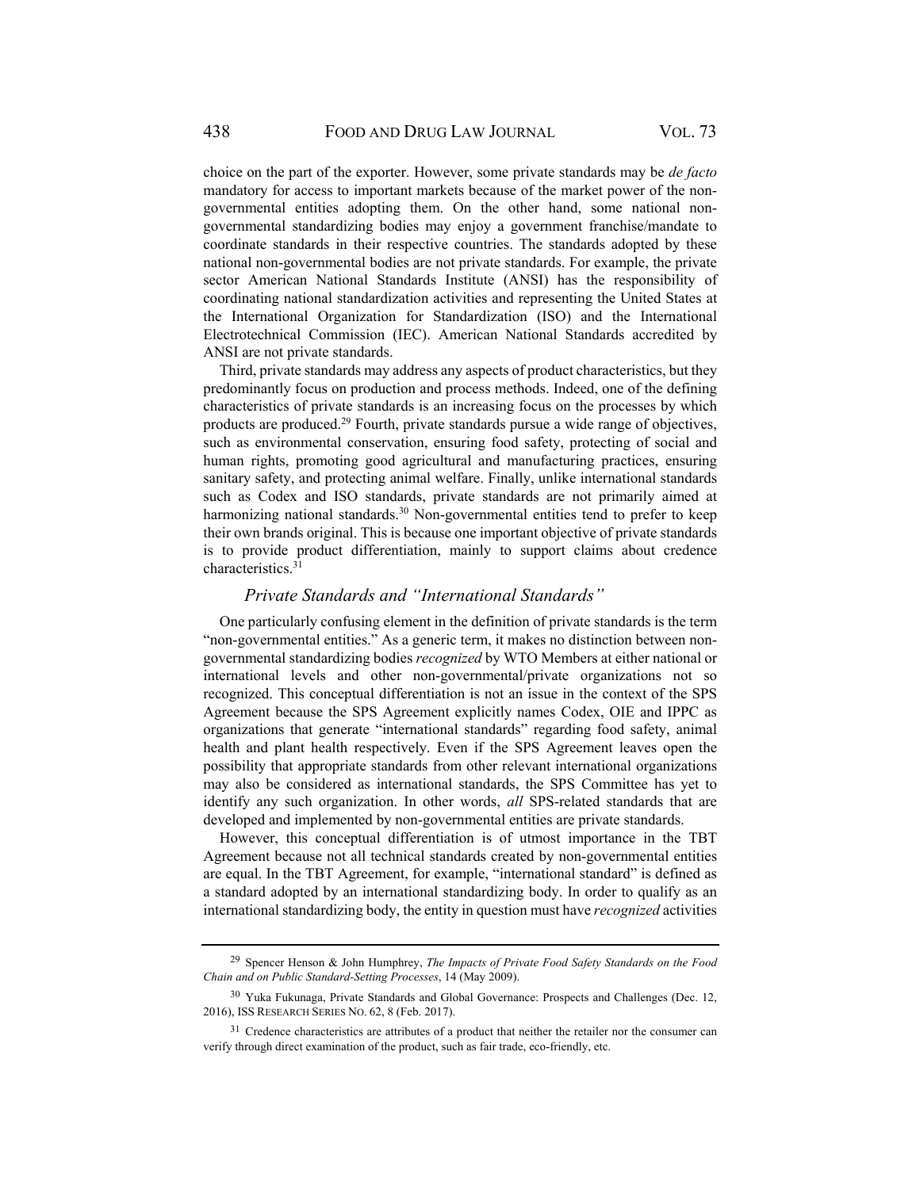choice on the part of the exporter. However, some private standards may be *de facto* mandatory for access to important markets because of the market power of the non-governmental entities adopting them. On the other hand, some national non-governmental standardizing bodies may enjoy a government franchise/mandate to coordinate standards in their respective countries. The standards adopted by these national non-governmental bodies are not private standards. For example, the private sector American National Standards Institute (ANSI) has the responsibility of coordinating national standardization activities and representing the United States at the International Organization for Standardization (ISO) and the International Electrotechnical Commission (IEC). American National Standards accredited by ANSI are not private standards.

Third, private standards may address any aspects of product characteristics, but they predominantly focus on production and process methods. Indeed, one of the defining characteristics of private standards is an increasing focus on the processes by which products are produced.[29] Fourth, private standards pursue a wide range of objectives, such as environmental conservation, ensuring food safety, protecting of social and human rights, promoting good agricultural and manufacturing practices, ensuring sanitary safety, and protecting animal welfare. Finally, unlike international standards such as Codex and ISO standards, private standards are not primarily aimed at harmonizing national standards.[30] Non-governmental entities tend to prefer to keep their own brands original. This is because one important objective of private standards is to provide product differentiation, mainly to support claims about credence characteristics.[31]

### *Private Standards and "International Standards"*

One particularly confusing element in the definition of private standards is the term "non-governmental entities." As a generic term, it makes no distinction between non-governmental standardizing bodies *recognized* by WTO Members at either national or international levels and other non-governmental/private organizations not so recognized. This conceptual differentiation is not an issue in the context of the SPS Agreement because the SPS Agreement explicitly names Codex, OIE and IPPC as organizations that generate "international standards" regarding food safety, animal health and plant health respectively. Even if the SPS Agreement leaves open the possibility that appropriate standards from other relevant international organizations may also be considered as international standards, the SPS Committee has yet to identify any such organization. In other words, *all* SPS-related standards that are developed and implemented by non-governmental entities are private standards.

However, this conceptual differentiation is of utmost importance in the TBT Agreement because not all technical standards created by non-governmental entities are equal. In the TBT Agreement, for example, "international standard" is defined as a standard adopted by an international standardizing body. In order to qualify as an international standardizing body, the entity in question must have *recognized* activities

---

[29] Spencer Henson & John Humphrey, *The Impacts of Private Food Safety Standards on the Food Chain and on Public Standard-Setting Processes*, 14 (May 2009).

[30] Yuka Fukunaga, Private Standards and Global Governance: Prospects and Challenges (Dec. 12, 2016), ISS RESEARCH SERIES NO. 62, 8 (Feb. 2017).

[31] Credence characteristics are attributes of a product that neither the retailer nor the consumer can verify through direct examination of the product, such as fair trade, eco-friendly, etc.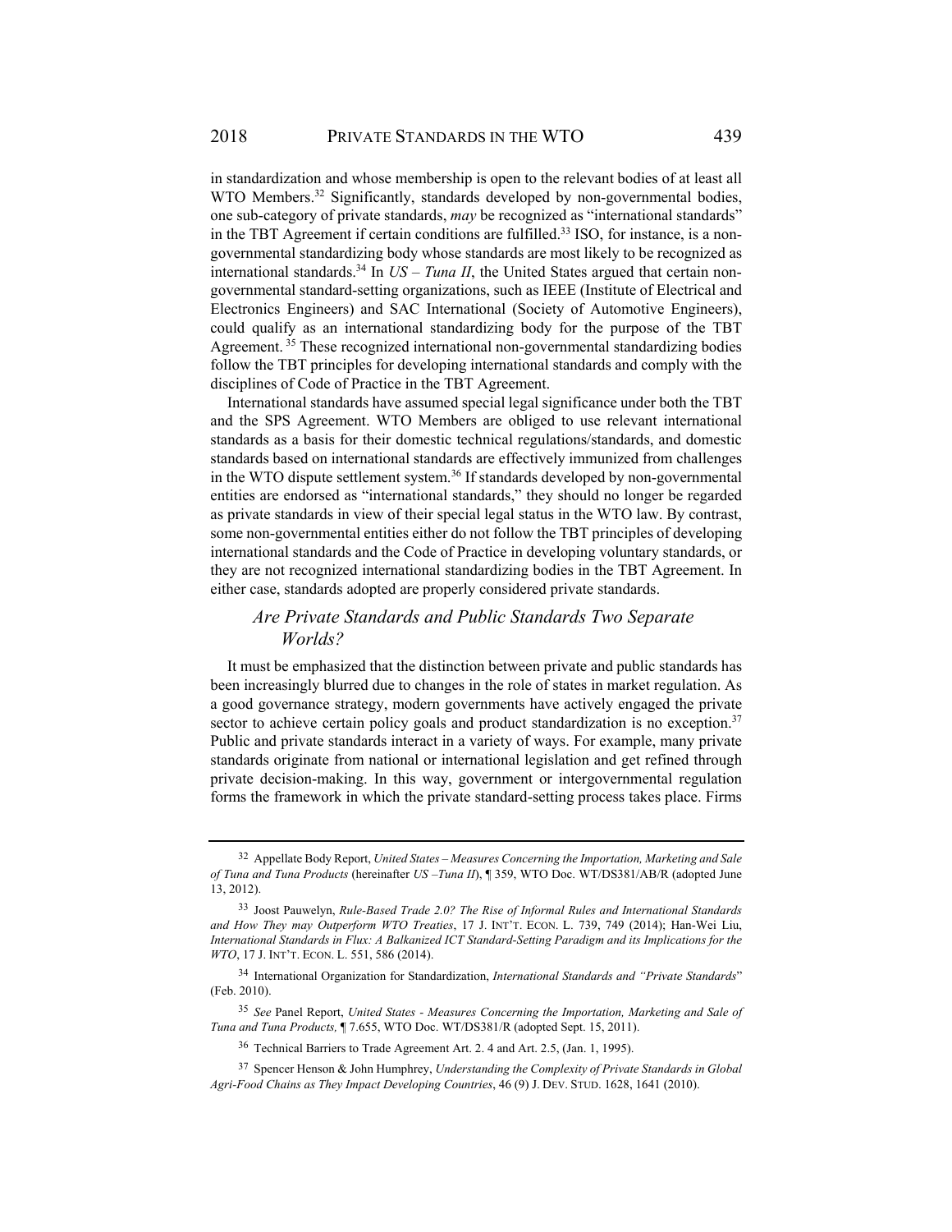in standardization and whose membership is open to the relevant bodies of at least all WTO Members.[32] Significantly, standards developed by non-governmental bodies, one sub-category of private standards, *may* be recognized as "international standards" in the TBT Agreement if certain conditions are fulfilled.[33] ISO, for instance, is a non-governmental standardizing body whose standards are most likely to be recognized as international standards.[34] In *US – Tuna II*, the United States argued that certain non-governmental standard-setting organizations, such as IEEE (Institute of Electrical and Electronics Engineers) and SAC International (Society of Automotive Engineers), could qualify as an international standardizing body for the purpose of the TBT Agreement.[35] These recognized international non-governmental standardizing bodies follow the TBT principles for developing international standards and comply with the disciplines of Code of Practice in the TBT Agreement.

International standards have assumed special legal significance under both the TBT and the SPS Agreement. WTO Members are obliged to use relevant international standards as a basis for their domestic technical regulations/standards, and domestic standards based on international standards are effectively immunized from challenges in the WTO dispute settlement system.[36] If standards developed by non-governmental entities are endorsed as "international standards," they should no longer be regarded as private standards in view of their special legal status in the WTO law. By contrast, some non-governmental entities either do not follow the TBT principles of developing international standards and the Code of Practice in developing voluntary standards, or they are not recognized international standardizing bodies in the TBT Agreement. In either case, standards adopted are properly considered private standards.

### *Are Private Standards and Public Standards Two Separate Worlds?*

It must be emphasized that the distinction between private and public standards has been increasingly blurred due to changes in the role of states in market regulation. As a good governance strategy, modern governments have actively engaged the private sector to achieve certain policy goals and product standardization is no exception.[37] Public and private standards interact in a variety of ways. For example, many private standards originate from national or international legislation and get refined through private decision-making. In this way, government or intergovernmental regulation forms the framework in which the private standard-setting process takes place. Firms

---

[32] Appellate Body Report, *United States – Measures Concerning the Importation, Marketing and Sale of Tuna and Tuna Products* (hereinafter *US –Tuna II*), ¶ 359, WTO Doc. WT/DS381/AB/R (adopted June 13, 2012).

[33] Joost Pauwelyn, *Rule-Based Trade 2.0? The Rise of Informal Rules and International Standards and How They may Outperform WTO Treaties*, 17 J. INT'T. ECON. L. 739, 749 (2014); Han-Wei Liu, *International Standards in Flux: A Balkanized ICT Standard-Setting Paradigm and its Implications for the WTO*, 17 J. INT'T. ECON. L. 551, 586 (2014).

[34] International Organization for Standardization, *International Standards and "Private Standards"* (Feb. 2010).

[35] *See* Panel Report, *United States - Measures Concerning the Importation, Marketing and Sale of Tuna and Tuna Products,* ¶ 7.655, WTO Doc. WT/DS381/R (adopted Sept. 15, 2011).

[36] Technical Barriers to Trade Agreement Art. 2. 4 and Art. 2.5, (Jan. 1, 1995).

[37] Spencer Henson & John Humphrey, *Understanding the Complexity of Private Standards in Global Agri-Food Chains as They Impact Developing Countries*, 46 (9) J. DEV. STUD. 1628, 1641 (2010).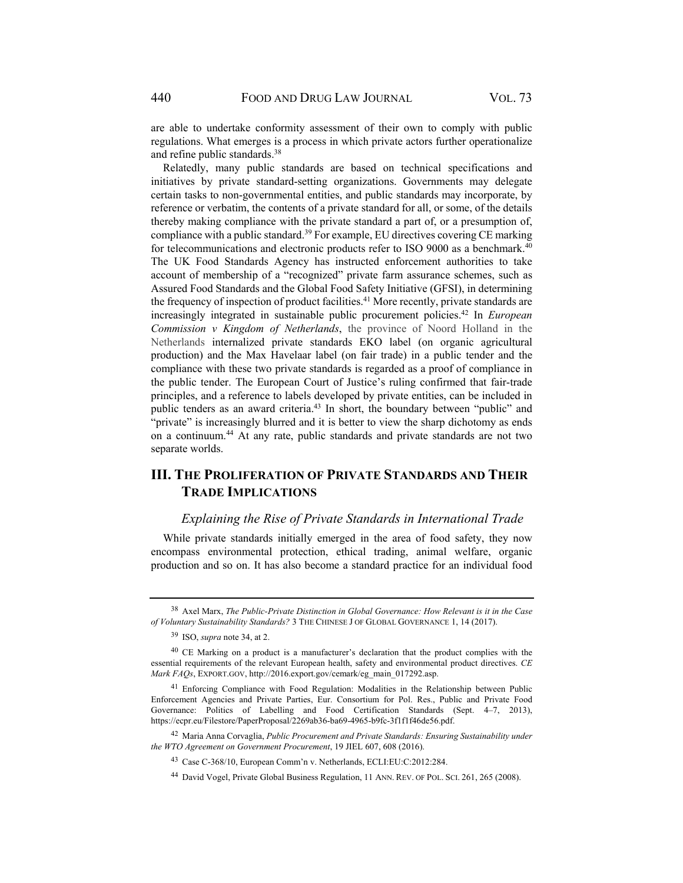are able to undertake conformity assessment of their own to comply with public regulations. What emerges is a process in which private actors further operationalize and refine public standards.[38]

Relatedly, many public standards are based on technical specifications and initiatives by private standard-setting organizations. Governments may delegate certain tasks to non-governmental entities, and public standards may incorporate, by reference or verbatim, the contents of a private standard for all, or some, of the details thereby making compliance with the private standard a part of, or a presumption of, compliance with a public standard.[39] For example, EU directives covering CE marking for telecommunications and electronic products refer to ISO 9000 as a benchmark.[40] The UK Food Standards Agency has instructed enforcement authorities to take account of membership of a "recognized" private farm assurance schemes, such as Assured Food Standards and the Global Food Safety Initiative (GFSI), in determining the frequency of inspection of product facilities.[41] More recently, private standards are increasingly integrated in sustainable public procurement policies.[42] In *European Commission v Kingdom of Netherlands*, the province of Noord Holland in the Netherlands internalized private standards EKO label (on organic agricultural production) and the Max Havelaar label (on fair trade) in a public tender and the compliance with these two private standards is regarded as a proof of compliance in the public tender. The European Court of Justice's ruling confirmed that fair-trade principles, and a reference to labels developed by private entities, can be included in public tenders as an award criteria.[43] In short, the boundary between "public" and "private" is increasingly blurred and it is better to view the sharp dichotomy as ends on a continuum.[44] At any rate, public standards and private standards are not two separate worlds.

## III. The Proliferation of Private Standards and Their Trade Implications

### *Explaining the Rise of Private Standards in International Trade*

While private standards initially emerged in the area of food safety, they now encompass environmental protection, ethical trading, animal welfare, organic production and so on. It has also become a standard practice for an individual food

---

[38] Axel Marx, *The Public-Private Distinction in Global Governance: How Relevant is it in the Case of Voluntary Sustainability Standards?* 3 The Chinese J of Global Governance 1, 14 (2017).

[39] ISO, *supra* note 34, at 2.

[40] CE Marking on a product is a manufacturer's declaration that the product complies with the essential requirements of the relevant European health, safety and environmental product directives. *CE Mark FAQs*, Export.gov, http://2016.export.gov/cemark/eg_main_017292.asp.

[41] Enforcing Compliance with Food Regulation: Modalities in the Relationship between Public Enforcement Agencies and Private Parties, Eur. Consortium for Pol. Res., Public and Private Food Governance: Politics of Labelling and Food Certification Standards (Sept. 4–7, 2013), https://ecpr.eu/Filestore/PaperProposal/2269ab36-ba69-4965-b9fc-3f1f1f46de56.pdf.

[42] Maria Anna Corvaglia, *Public Procurement and Private Standards: Ensuring Sustainability under the WTO Agreement on Government Procurement*, 19 JIEL 607, 608 (2016).

[43] Case C-368/10, European Comm'n v. Netherlands, ECLI:EU:C:2012:284.

[44] David Vogel, Private Global Business Regulation, 11 Ann. Rev. of Pol. Sci. 261, 265 (2008).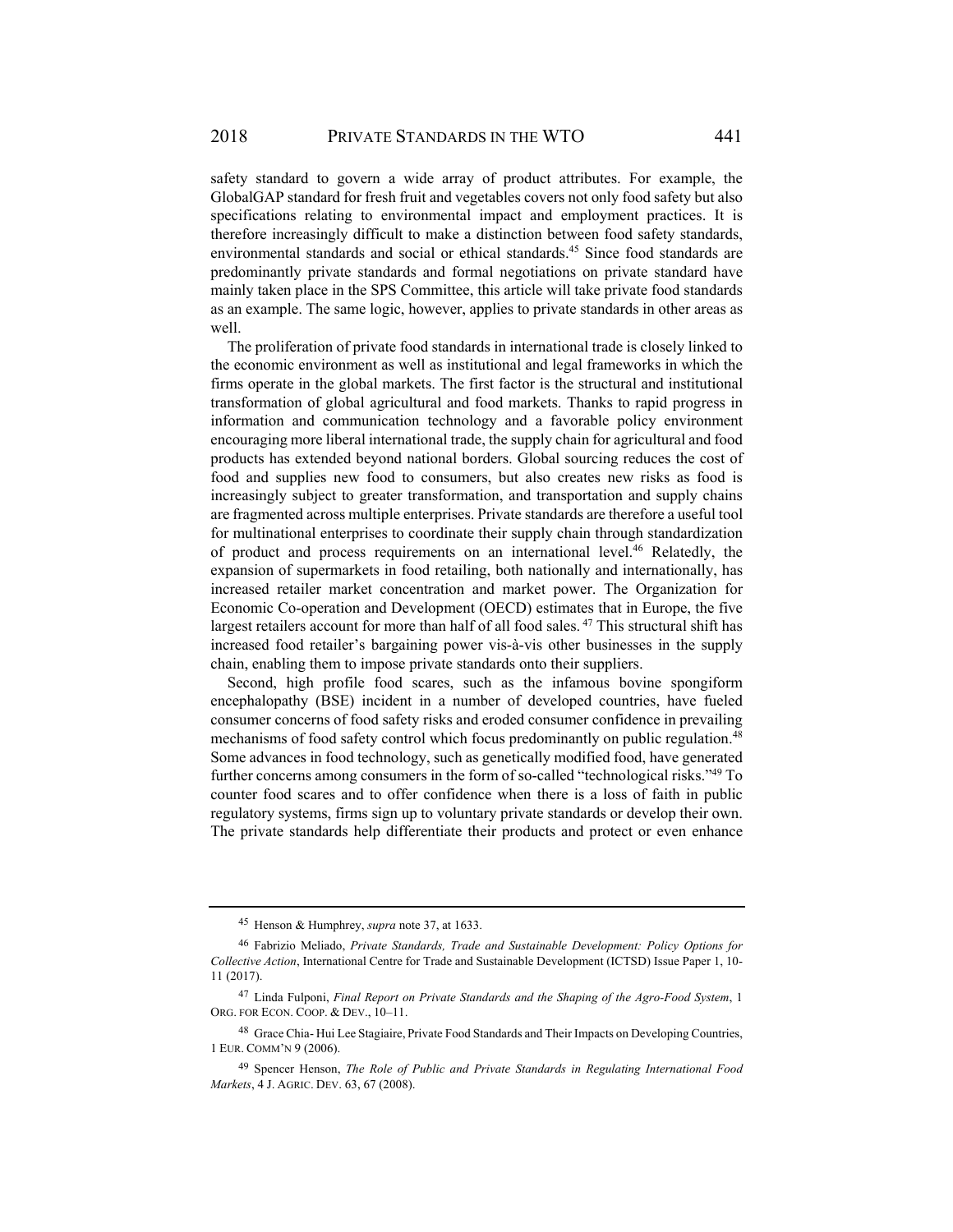safety standard to govern a wide array of product attributes. For example, the GlobalGAP standard for fresh fruit and vegetables covers not only food safety but also specifications relating to environmental impact and employment practices. It is therefore increasingly difficult to make a distinction between food safety standards, environmental standards and social or ethical standards.[45] Since food standards are predominantly private standards and formal negotiations on private standard have mainly taken place in the SPS Committee, this article will take private food standards as an example. The same logic, however, applies to private standards in other areas as well.

The proliferation of private food standards in international trade is closely linked to the economic environment as well as institutional and legal frameworks in which the firms operate in the global markets. The first factor is the structural and institutional transformation of global agricultural and food markets. Thanks to rapid progress in information and communication technology and a favorable policy environment encouraging more liberal international trade, the supply chain for agricultural and food products has extended beyond national borders. Global sourcing reduces the cost of food and supplies new food to consumers, but also creates new risks as food is increasingly subject to greater transformation, and transportation and supply chains are fragmented across multiple enterprises. Private standards are therefore a useful tool for multinational enterprises to coordinate their supply chain through standardization of product and process requirements on an international level.[46] Relatedly, the expansion of supermarkets in food retailing, both nationally and internationally, has increased retailer market concentration and market power. The Organization for Economic Co-operation and Development (OECD) estimates that in Europe, the five largest retailers account for more than half of all food sales.[47] This structural shift has increased food retailer's bargaining power vis-à-vis other businesses in the supply chain, enabling them to impose private standards onto their suppliers.

Second, high profile food scares, such as the infamous bovine spongiform encephalopathy (BSE) incident in a number of developed countries, have fueled consumer concerns of food safety risks and eroded consumer confidence in prevailing mechanisms of food safety control which focus predominantly on public regulation.[48] Some advances in food technology, such as genetically modified food, have generated further concerns among consumers in the form of so-called "technological risks."[49] To counter food scares and to offer confidence when there is a loss of faith in public regulatory systems, firms sign up to voluntary private standards or develop their own. The private standards help differentiate their products and protect or even enhance

---

[45] Henson & Humphrey, *supra* note 37, at 1633.

[46] Fabrizio Meliado, *Private Standards, Trade and Sustainable Development: Policy Options for Collective Action*, International Centre for Trade and Sustainable Development (ICTSD) Issue Paper 1, 10-11 (2017).

[47] Linda Fulponi, *Final Report on Private Standards and the Shaping of the Agro-Food System*, 1 ORG. FOR ECON. COOP. & DEV., 10–11.

[48] Grace Chia- Hui Lee Stagiaire, Private Food Standards and Their Impacts on Developing Countries, 1 EUR. COMM'N 9 (2006).

[49] Spencer Henson, *The Role of Public and Private Standards in Regulating International Food Markets*, 4 J. AGRIC. DEV. 63, 67 (2008).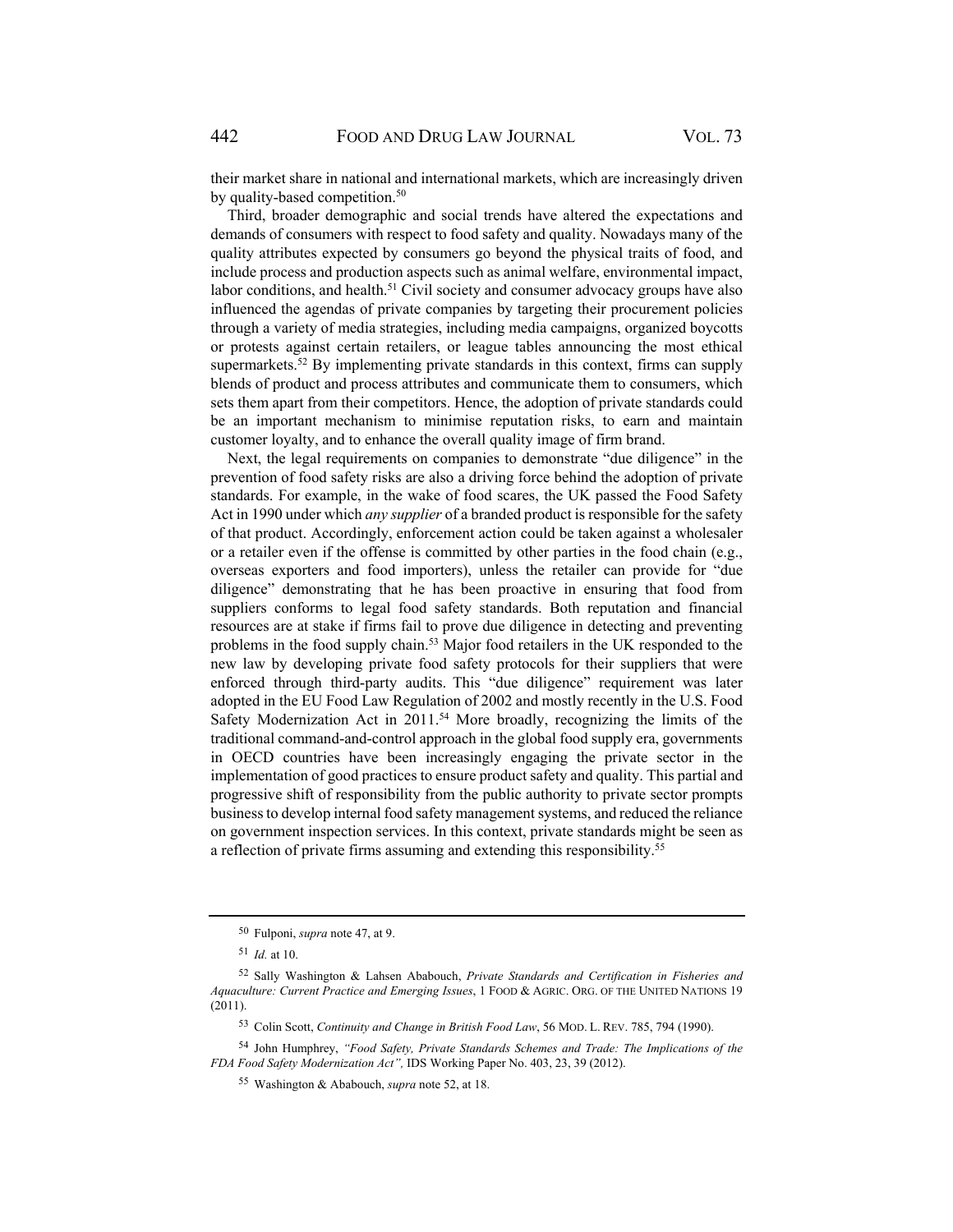their market share in national and international markets, which are increasingly driven by quality-based competition.[50]

Third, broader demographic and social trends have altered the expectations and demands of consumers with respect to food safety and quality. Nowadays many of the quality attributes expected by consumers go beyond the physical traits of food, and include process and production aspects such as animal welfare, environmental impact, labor conditions, and health.[51] Civil society and consumer advocacy groups have also influenced the agendas of private companies by targeting their procurement policies through a variety of media strategies, including media campaigns, organized boycotts or protests against certain retailers, or league tables announcing the most ethical supermarkets.[52] By implementing private standards in this context, firms can supply blends of product and process attributes and communicate them to consumers, which sets them apart from their competitors. Hence, the adoption of private standards could be an important mechanism to minimise reputation risks, to earn and maintain customer loyalty, and to enhance the overall quality image of firm brand.

Next, the legal requirements on companies to demonstrate "due diligence" in the prevention of food safety risks are also a driving force behind the adoption of private standards. For example, in the wake of food scares, the UK passed the Food Safety Act in 1990 under which *any supplier* of a branded product is responsible for the safety of that product. Accordingly, enforcement action could be taken against a wholesaler or a retailer even if the offense is committed by other parties in the food chain (e.g., overseas exporters and food importers), unless the retailer can provide for "due diligence" demonstrating that he has been proactive in ensuring that food from suppliers conforms to legal food safety standards. Both reputation and financial resources are at stake if firms fail to prove due diligence in detecting and preventing problems in the food supply chain.[53] Major food retailers in the UK responded to the new law by developing private food safety protocols for their suppliers that were enforced through third-party audits. This "due diligence" requirement was later adopted in the EU Food Law Regulation of 2002 and mostly recently in the U.S. Food Safety Modernization Act in 2011.[54] More broadly, recognizing the limits of the traditional command-and-control approach in the global food supply era, governments in OECD countries have been increasingly engaging the private sector in the implementation of good practices to ensure product safety and quality. This partial and progressive shift of responsibility from the public authority to private sector prompts business to develop internal food safety management systems, and reduced the reliance on government inspection services. In this context, private standards might be seen as a reflection of private firms assuming and extending this responsibility.[55]

---

[50] Fulponi, *supra* note 47, at 9.

[51] *Id.* at 10.

[52] Sally Washington & Lahsen Ababouch, *Private Standards and Certification in Fisheries and Aquaculture: Current Practice and Emerging Issues*, 1 FOOD & AGRIC. ORG. OF THE UNITED NATIONS 19 (2011).

[53] Colin Scott, *Continuity and Change in British Food Law*, 56 MOD. L. REV. 785, 794 (1990).

[54] John Humphrey, *"Food Safety, Private Standards Schemes and Trade: The Implications of the FDA Food Safety Modernization Act",* IDS Working Paper No. 403, 23, 39 (2012).

[55] Washington & Ababouch, *supra* note 52, at 18.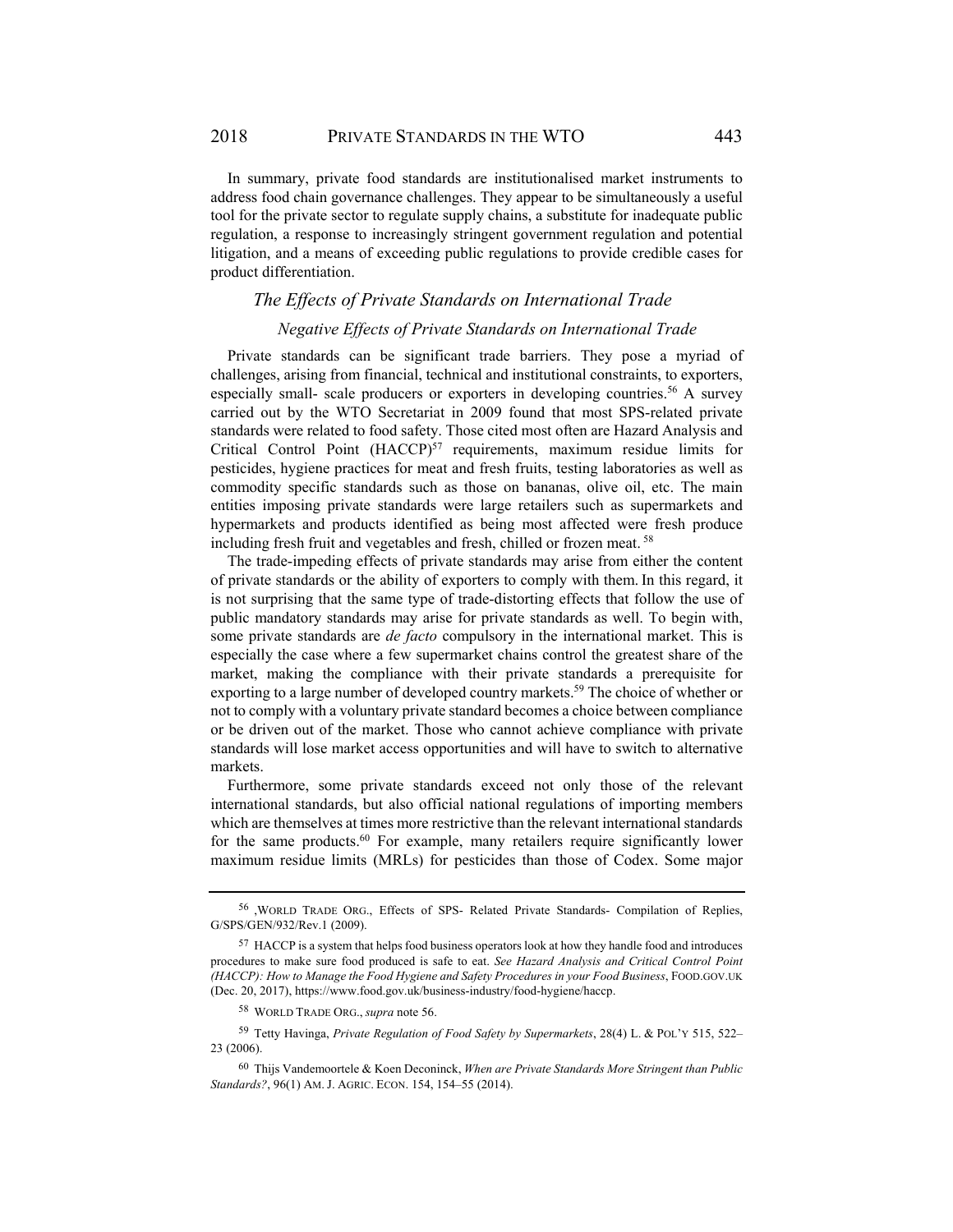In summary, private food standards are institutionalised market instruments to address food chain governance challenges. They appear to be simultaneously a useful tool for the private sector to regulate supply chains, a substitute for inadequate public regulation, a response to increasingly stringent government regulation and potential litigation, and a means of exceeding public regulations to provide credible cases for product differentiation.

## *The Effects of Private Standards on International Trade*

### *Negative Effects of Private Standards on International Trade*

Private standards can be significant trade barriers. They pose a myriad of challenges, arising from financial, technical and institutional constraints, to exporters, especially small- scale producers or exporters in developing countries.[56] A survey carried out by the WTO Secretariat in 2009 found that most SPS-related private standards were related to food safety. Those cited most often are Hazard Analysis and Critical Control Point (HACCP)[57] requirements, maximum residue limits for pesticides, hygiene practices for meat and fresh fruits, testing laboratories as well as commodity specific standards such as those on bananas, olive oil, etc. The main entities imposing private standards were large retailers such as supermarkets and hypermarkets and products identified as being most affected were fresh produce including fresh fruit and vegetables and fresh, chilled or frozen meat. [58]

The trade-impeding effects of private standards may arise from either the content of private standards or the ability of exporters to comply with them. In this regard, it is not surprising that the same type of trade-distorting effects that follow the use of public mandatory standards may arise for private standards as well. To begin with, some private standards are *de facto* compulsory in the international market. This is especially the case where a few supermarket chains control the greatest share of the market, making the compliance with their private standards a prerequisite for exporting to a large number of developed country markets.[59] The choice of whether or not to comply with a voluntary private standard becomes a choice between compliance or be driven out of the market. Those who cannot achieve compliance with private standards will lose market access opportunities and will have to switch to alternative markets.

Furthermore, some private standards exceed not only those of the relevant international standards, but also official national regulations of importing members which are themselves at times more restrictive than the relevant international standards for the same products.[60] For example, many retailers require significantly lower maximum residue limits (MRLs) for pesticides than those of Codex. Some major

---

[56] ,WORLD TRADE ORG., Effects of SPS- Related Private Standards- Compilation of Replies, G/SPS/GEN/932/Rev.1 (2009).

[57] HACCP is a system that helps food business operators look at how they handle food and introduces procedures to make sure food produced is safe to eat. *See Hazard Analysis and Critical Control Point (HACCP): How to Manage the Food Hygiene and Safety Procedures in your Food Business*, FOOD.GOV.UK (Dec. 20, 2017), https://www.food.gov.uk/business-industry/food-hygiene/haccp.

[58] WORLD TRADE ORG., *supra* note 56.

[59] Tetty Havinga, *Private Regulation of Food Safety by Supermarkets*, 28(4) L. & POL'Y 515, 522–23 (2006).

[60] Thijs Vandemoortele & Koen Deconinck, *When are Private Standards More Stringent than Public Standards?*, 96(1) AM. J. AGRIC. ECON. 154, 154–55 (2014).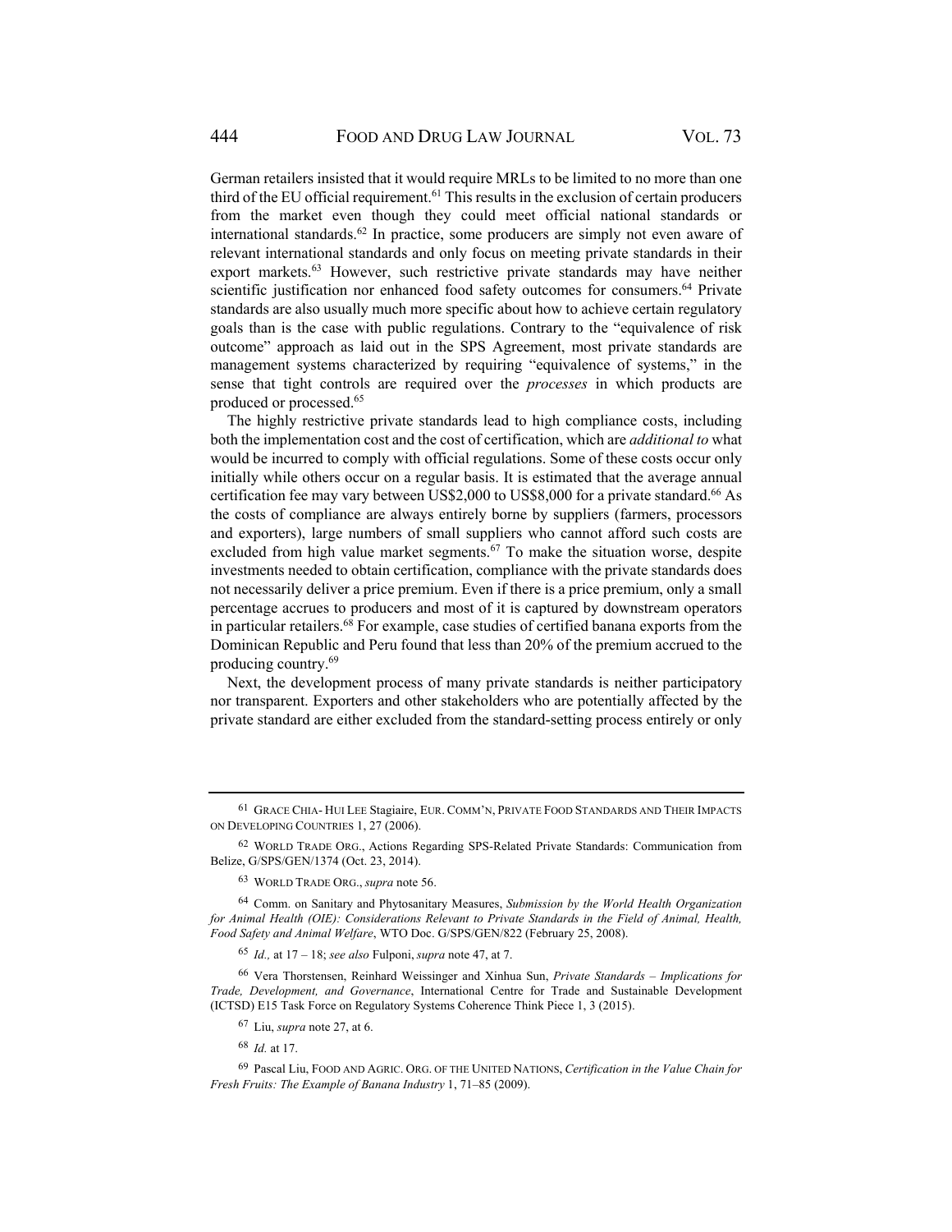German retailers insisted that it would require MRLs to be limited to no more than one third of the EU official requirement.[61] This results in the exclusion of certain producers from the market even though they could meet official national standards or international standards.[62] In practice, some producers are simply not even aware of relevant international standards and only focus on meeting private standards in their export markets.[63] However, such restrictive private standards may have neither scientific justification nor enhanced food safety outcomes for consumers.[64] Private standards are also usually much more specific about how to achieve certain regulatory goals than is the case with public regulations. Contrary to the "equivalence of risk outcome" approach as laid out in the SPS Agreement, most private standards are management systems characterized by requiring "equivalence of systems," in the sense that tight controls are required over the *processes* in which products are produced or processed.[65]

The highly restrictive private standards lead to high compliance costs, including both the implementation cost and the cost of certification, which are *additional to* what would be incurred to comply with official regulations. Some of these costs occur only initially while others occur on a regular basis. It is estimated that the average annual certification fee may vary between US$2,000 to US$8,000 for a private standard.[66] As the costs of compliance are always entirely borne by suppliers (farmers, processors and exporters), large numbers of small suppliers who cannot afford such costs are excluded from high value market segments.[67] To make the situation worse, despite investments needed to obtain certification, compliance with the private standards does not necessarily deliver a price premium. Even if there is a price premium, only a small percentage accrues to producers and most of it is captured by downstream operators in particular retailers.[68] For example, case studies of certified banana exports from the Dominican Republic and Peru found that less than 20% of the premium accrued to the producing country.[69]

Next, the development process of many private standards is neither participatory nor transparent. Exporters and other stakeholders who are potentially affected by the private standard are either excluded from the standard-setting process entirely or only

---

61 GRACE CHIA- HUI LEE Stagiaire, EUR. COMM'N, PRIVATE FOOD STANDARDS AND THEIR IMPACTS ON DEVELOPING COUNTRIES 1, 27 (2006).

62 WORLD TRADE ORG., Actions Regarding SPS-Related Private Standards: Communication from Belize, G/SPS/GEN/1374 (Oct. 23, 2014).

63 WORLD TRADE ORG., *supra* note 56.

64 Comm. on Sanitary and Phytosanitary Measures, *Submission by the World Health Organization for Animal Health (OIE): Considerations Relevant to Private Standards in the Field of Animal, Health, Food Safety and Animal Welfare*, WTO Doc. G/SPS/GEN/822 (February 25, 2008).

65 *Id.,* at 17 – 18; *see also* Fulponi, *supra* note 47, at 7.

66 Vera Thorstensen, Reinhard Weissinger and Xinhua Sun, *Private Standards – Implications for Trade, Development, and Governance*, International Centre for Trade and Sustainable Development (ICTSD) E15 Task Force on Regulatory Systems Coherence Think Piece 1, 3 (2015).

67 Liu, *supra* note 27, at 6.

68 *Id.* at 17.

69 Pascal Liu, FOOD AND AGRIC. ORG. OF THE UNITED NATIONS, *Certification in the Value Chain for Fresh Fruits: The Example of Banana Industry* 1, 71–85 (2009).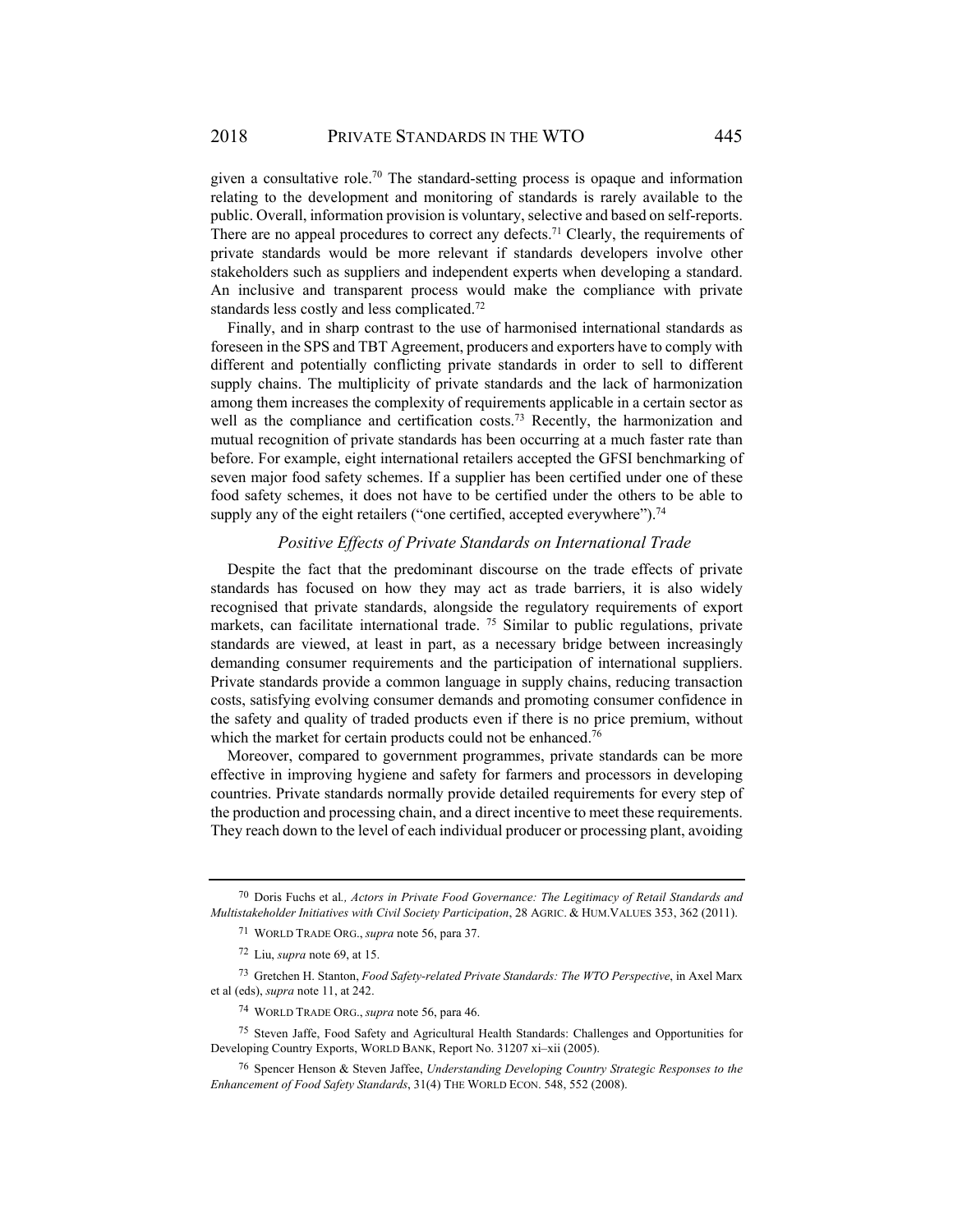given a consultative role.[70] The standard-setting process is opaque and information relating to the development and monitoring of standards is rarely available to the public. Overall, information provision is voluntary, selective and based on self-reports. There are no appeal procedures to correct any defects.[71] Clearly, the requirements of private standards would be more relevant if standards developers involve other stakeholders such as suppliers and independent experts when developing a standard. An inclusive and transparent process would make the compliance with private standards less costly and less complicated.[72]

Finally, and in sharp contrast to the use of harmonised international standards as foreseen in the SPS and TBT Agreement, producers and exporters have to comply with different and potentially conflicting private standards in order to sell to different supply chains. The multiplicity of private standards and the lack of harmonization among them increases the complexity of requirements applicable in a certain sector as well as the compliance and certification costs.[73] Recently, the harmonization and mutual recognition of private standards has been occurring at a much faster rate than before. For example, eight international retailers accepted the GFSI benchmarking of seven major food safety schemes. If a supplier has been certified under one of these food safety schemes, it does not have to be certified under the others to be able to supply any of the eight retailers ("one certified, accepted everywhere").[74]

### *Positive Effects of Private Standards on International Trade*

Despite the fact that the predominant discourse on the trade effects of private standards has focused on how they may act as trade barriers, it is also widely recognised that private standards, alongside the regulatory requirements of export markets, can facilitate international trade. [75] Similar to public regulations, private standards are viewed, at least in part, as a necessary bridge between increasingly demanding consumer requirements and the participation of international suppliers. Private standards provide a common language in supply chains, reducing transaction costs, satisfying evolving consumer demands and promoting consumer confidence in the safety and quality of traded products even if there is no price premium, without which the market for certain products could not be enhanced.[76]

Moreover, compared to government programmes, private standards can be more effective in improving hygiene and safety for farmers and processors in developing countries. Private standards normally provide detailed requirements for every step of the production and processing chain, and a direct incentive to meet these requirements. They reach down to the level of each individual producer or processing plant, avoiding

---

[70] Doris Fuchs et al*., Actors in Private Food Governance: The Legitimacy of Retail Standards and Multistakeholder Initiatives with Civil Society Participation*, 28 AGRIC. & HUM.VALUES 353, 362 (2011).

[71] WORLD TRADE ORG., *supra* note 56, para 37.

[72] Liu, *supra* note 69, at 15.

[73] Gretchen H. Stanton, *Food Safety-related Private Standards: The WTO Perspective*, in Axel Marx et al (eds), *supra* note 11, at 242.

[74] WORLD TRADE ORG., *supra* note 56, para 46.

[75] Steven Jaffe, Food Safety and Agricultural Health Standards: Challenges and Opportunities for Developing Country Exports, WORLD BANK, Report No. 31207 xi–xii (2005).

[76] Spencer Henson & Steven Jaffee, *Understanding Developing Country Strategic Responses to the Enhancement of Food Safety Standards*, 31(4) THE WORLD ECON. 548, 552 (2008).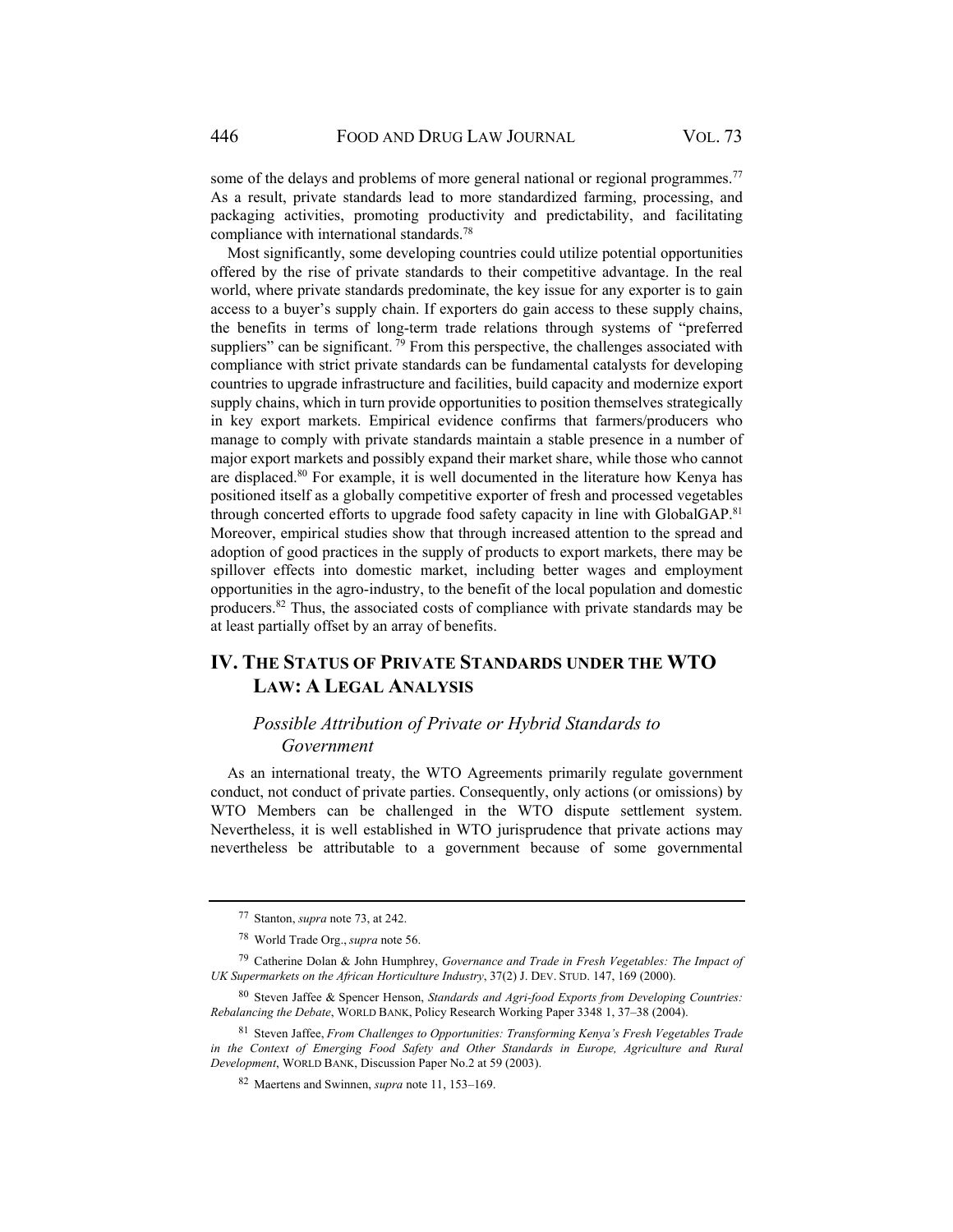some of the delays and problems of more general national or regional programmes.[77] As a result, private standards lead to more standardized farming, processing, and packaging activities, promoting productivity and predictability, and facilitating compliance with international standards.[78]

Most significantly, some developing countries could utilize potential opportunities offered by the rise of private standards to their competitive advantage. In the real world, where private standards predominate, the key issue for any exporter is to gain access to a buyer's supply chain. If exporters do gain access to these supply chains, the benefits in terms of long-term trade relations through systems of "preferred suppliers" can be significant.[79] From this perspective, the challenges associated with compliance with strict private standards can be fundamental catalysts for developing countries to upgrade infrastructure and facilities, build capacity and modernize export supply chains, which in turn provide opportunities to position themselves strategically in key export markets. Empirical evidence confirms that farmers/producers who manage to comply with private standards maintain a stable presence in a number of major export markets and possibly expand their market share, while those who cannot are displaced.[80] For example, it is well documented in the literature how Kenya has positioned itself as a globally competitive exporter of fresh and processed vegetables through concerted efforts to upgrade food safety capacity in line with GlobalGAP.[81] Moreover, empirical studies show that through increased attention to the spread and adoption of good practices in the supply of products to export markets, there may be spillover effects into domestic market, including better wages and employment opportunities in the agro-industry, to the benefit of the local population and domestic producers.[82] Thus, the associated costs of compliance with private standards may be at least partially offset by an array of benefits.

## IV. The Status of Private Standards under the WTO Law: A Legal Analysis

### *Possible Attribution of Private or Hybrid Standards to Government*

As an international treaty, the WTO Agreements primarily regulate government conduct, not conduct of private parties. Consequently, only actions (or omissions) by WTO Members can be challenged in the WTO dispute settlement system. Nevertheless, it is well established in WTO jurisprudence that private actions may nevertheless be attributable to a government because of some governmental

---

[77] Stanton, *supra* note 73, at 242.

[78] World Trade Org., *supra* note 56.

[79] Catherine Dolan & John Humphrey, *Governance and Trade in Fresh Vegetables: The Impact of UK Supermarkets on the African Horticulture Industry*, 37(2) J. Dev. Stud. 147, 169 (2000).

[80] Steven Jaffee & Spencer Henson, *Standards and Agri-food Exports from Developing Countries: Rebalancing the Debate*, World Bank, Policy Research Working Paper 3348 1, 37–38 (2004).

[81] Steven Jaffee, *From Challenges to Opportunities: Transforming Kenya's Fresh Vegetables Trade in the Context of Emerging Food Safety and Other Standards in Europe, Agriculture and Rural Development*, World Bank, Discussion Paper No.2 at 59 (2003).

[82] Maertens and Swinnen, *supra* note 11, 153–169.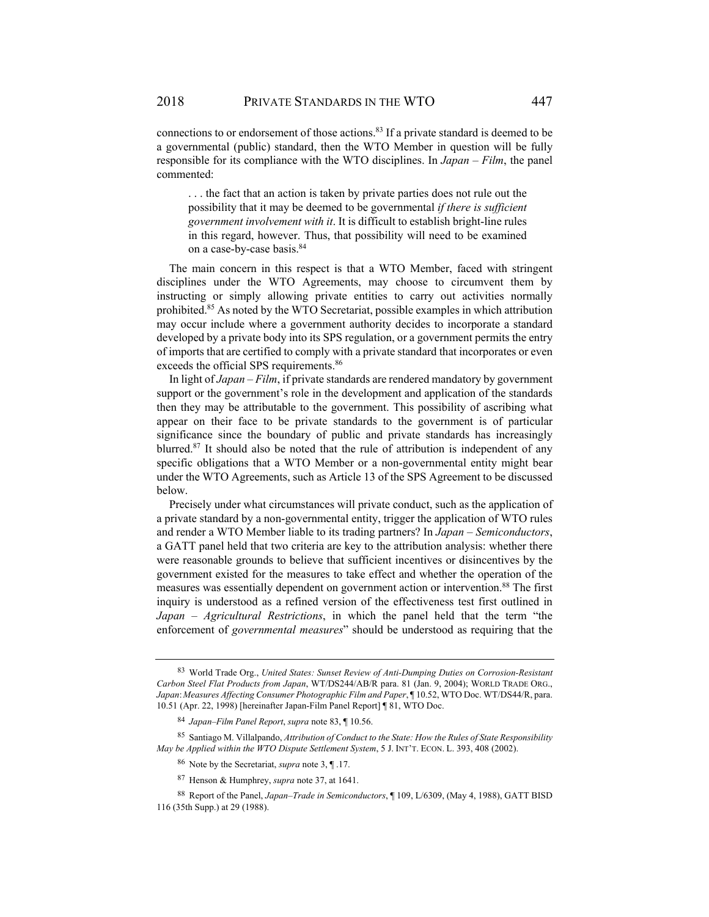connections to or endorsement of those actions.[83] If a private standard is deemed to be a governmental (public) standard, then the WTO Member in question will be fully responsible for its compliance with the WTO disciplines. In *Japan – Film*, the panel commented:

> . . . the fact that an action is taken by private parties does not rule out the possibility that it may be deemed to be governmental *if there is sufficient government involvement with it*. It is difficult to establish bright-line rules in this regard, however. Thus, that possibility will need to be examined on a case-by-case basis.[84]

The main concern in this respect is that a WTO Member, faced with stringent disciplines under the WTO Agreements, may choose to circumvent them by instructing or simply allowing private entities to carry out activities normally prohibited.[85] As noted by the WTO Secretariat, possible examples in which attribution may occur include where a government authority decides to incorporate a standard developed by a private body into its SPS regulation, or a government permits the entry of imports that are certified to comply with a private standard that incorporates or even exceeds the official SPS requirements.[86]

In light of *Japan – Film*, if private standards are rendered mandatory by government support or the government's role in the development and application of the standards then they may be attributable to the government. This possibility of ascribing what appear on their face to be private standards to the government is of particular significance since the boundary of public and private standards has increasingly blurred.[87] It should also be noted that the rule of attribution is independent of any specific obligations that a WTO Member or a non-governmental entity might bear under the WTO Agreements, such as Article 13 of the SPS Agreement to be discussed below.

Precisely under what circumstances will private conduct, such as the application of a private standard by a non-governmental entity, trigger the application of WTO rules and render a WTO Member liable to its trading partners? In *Japan – Semiconductors*, a GATT panel held that two criteria are key to the attribution analysis: whether there were reasonable grounds to believe that sufficient incentives or disincentives by the government existed for the measures to take effect and whether the operation of the measures was essentially dependent on government action or intervention.[88] The first inquiry is understood as a refined version of the effectiveness test first outlined in *Japan – Agricultural Restrictions*, in which the panel held that the term "the enforcement of *governmental measures*" should be understood as requiring that the

---

[83] World Trade Org., *United States: Sunset Review of Anti-Dumping Duties on Corrosion-Resistant Carbon Steel Flat Products from Japan*, WT/DS244/AB/R para. 81 (Jan. 9, 2004); WORLD TRADE ORG., *Japan: Measures Affecting Consumer Photographic Film and Paper*, ¶ 10.52, WTO Doc. WT/DS44/R, para. 10.51 (Apr. 22, 1998) [hereinafter Japan-Film Panel Report] ¶ 81, WTO Doc.

[84] *Japan–Film Panel Report*, *supra* note 83, ¶ 10.56.

[85] Santiago M. Villalpando, *Attribution of Conduct to the State: How the Rules of State Responsibility May be Applied within the WTO Dispute Settlement System*, 5 J. INT'T. ECON. L. 393, 408 (2002).

[86] Note by the Secretariat, *supra* note 3, ¶ .17.

[87] Henson & Humphrey, *supra* note 37, at 1641.

[88] Report of the Panel, *Japan–Trade in Semiconductors*, ¶ 109, L/6309, (May 4, 1988), GATT BISD 116 (35th Supp.) at 29 (1988).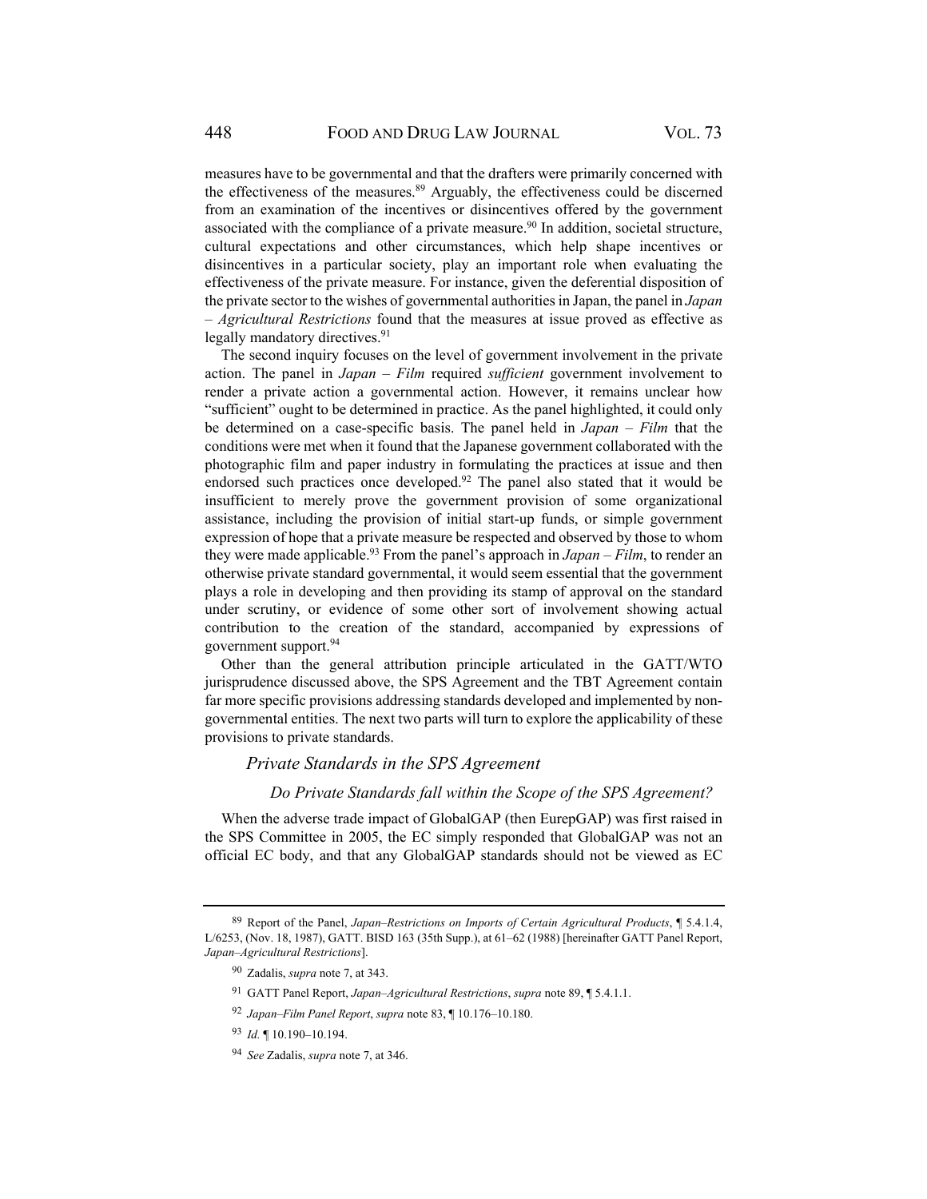measures have to be governmental and that the drafters were primarily concerned with the effectiveness of the measures.[89] Arguably, the effectiveness could be discerned from an examination of the incentives or disincentives offered by the government associated with the compliance of a private measure.[90] In addition, societal structure, cultural expectations and other circumstances, which help shape incentives or disincentives in a particular society, play an important role when evaluating the effectiveness of the private measure. For instance, given the deferential disposition of the private sector to the wishes of governmental authorities in Japan, the panel in *Japan – Agricultural Restrictions* found that the measures at issue proved as effective as legally mandatory directives.[91]

The second inquiry focuses on the level of government involvement in the private action. The panel in *Japan – Film* required *sufficient* government involvement to render a private action a governmental action. However, it remains unclear how "sufficient" ought to be determined in practice. As the panel highlighted, it could only be determined on a case-specific basis. The panel held in *Japan – Film* that the conditions were met when it found that the Japanese government collaborated with the photographic film and paper industry in formulating the practices at issue and then endorsed such practices once developed.[92] The panel also stated that it would be insufficient to merely prove the government provision of some organizational assistance, including the provision of initial start-up funds, or simple government expression of hope that a private measure be respected and observed by those to whom they were made applicable.[93] From the panel's approach in *Japan – Film*, to render an otherwise private standard governmental, it would seem essential that the government plays a role in developing and then providing its stamp of approval on the standard under scrutiny, or evidence of some other sort of involvement showing actual contribution to the creation of the standard, accompanied by expressions of government support.[94]

Other than the general attribution principle articulated in the GATT/WTO jurisprudence discussed above, the SPS Agreement and the TBT Agreement contain far more specific provisions addressing standards developed and implemented by non-governmental entities. The next two parts will turn to explore the applicability of these provisions to private standards.

### *Private Standards in the SPS Agreement*

#### *Do Private Standards fall within the Scope of the SPS Agreement?*

When the adverse trade impact of GlobalGAP (then EurepGAP) was first raised in the SPS Committee in 2005, the EC simply responded that GlobalGAP was not an official EC body, and that any GlobalGAP standards should not be viewed as EC

---

[89] Report of the Panel, *Japan–Restrictions on Imports of Certain Agricultural Products*, ¶ 5.4.1.4, L/6253, (Nov. 18, 1987), GATT. BISD 163 (35th Supp.), at 61–62 (1988) [hereinafter GATT Panel Report, *Japan–Agricultural Restrictions*].

[90] Zadalis, *supra* note 7, at 343.

[91] GATT Panel Report, *Japan–Agricultural Restrictions*, *supra* note 89, ¶ 5.4.1.1.

[92] *Japan–Film Panel Report*, *supra* note 83, ¶ 10.176–10.180.

[93] *Id.* ¶ 10.190–10.194.

[94] *See* Zadalis, *supra* note 7, at 346.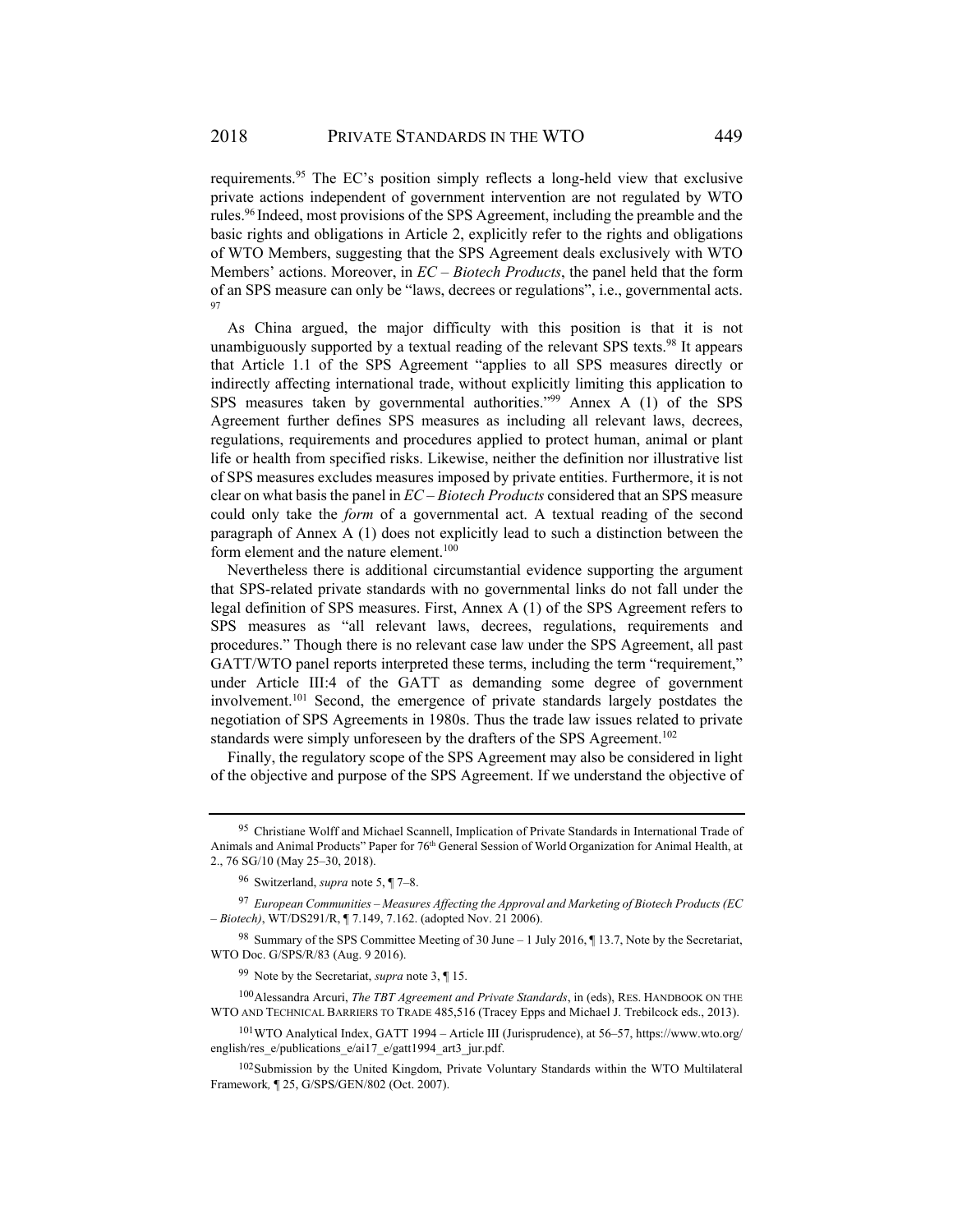requirements.[95] The EC's position simply reflects a long-held view that exclusive private actions independent of government intervention are not regulated by WTO rules.[96] Indeed, most provisions of the SPS Agreement, including the preamble and the basic rights and obligations in Article 2, explicitly refer to the rights and obligations of WTO Members, suggesting that the SPS Agreement deals exclusively with WTO Members' actions. Moreover, in *EC – Biotech Products*, the panel held that the form of an SPS measure can only be "laws, decrees or regulations", i.e., governmental acts. [97]

As China argued, the major difficulty with this position is that it is not unambiguously supported by a textual reading of the relevant SPS texts.[98] It appears that Article 1.1 of the SPS Agreement "applies to all SPS measures directly or indirectly affecting international trade, without explicitly limiting this application to SPS measures taken by governmental authorities."[99] Annex A (1) of the SPS Agreement further defines SPS measures as including all relevant laws, decrees, regulations, requirements and procedures applied to protect human, animal or plant life or health from specified risks. Likewise, neither the definition nor illustrative list of SPS measures excludes measures imposed by private entities. Furthermore, it is not clear on what basis the panel in *EC – Biotech Products* considered that an SPS measure could only take the *form* of a governmental act. A textual reading of the second paragraph of Annex A (1) does not explicitly lead to such a distinction between the form element and the nature element.[100]

Nevertheless there is additional circumstantial evidence supporting the argument that SPS-related private standards with no governmental links do not fall under the legal definition of SPS measures. First, Annex A (1) of the SPS Agreement refers to SPS measures as "all relevant laws, decrees, regulations, requirements and procedures." Though there is no relevant case law under the SPS Agreement, all past GATT/WTO panel reports interpreted these terms, including the term "requirement," under Article III:4 of the GATT as demanding some degree of government involvement.[101] Second, the emergence of private standards largely postdates the negotiation of SPS Agreements in 1980s. Thus the trade law issues related to private standards were simply unforeseen by the drafters of the SPS Agreement.[102]

Finally, the regulatory scope of the SPS Agreement may also be considered in light of the objective and purpose of the SPS Agreement. If we understand the objective of

---

[95] Christiane Wolff and Michael Scannell, Implication of Private Standards in International Trade of Animals and Animal Products" Paper for 76th General Session of World Organization for Animal Health, at 2., 76 SG/10 (May 25–30, 2018).

[96] Switzerland, *supra* note 5, ¶ 7–8.

[97] *European Communities – Measures Affecting the Approval and Marketing of Biotech Products (EC – Biotech)*, WT/DS291/R, ¶ 7.149, 7.162. (adopted Nov. 21 2006).

[98] Summary of the SPS Committee Meeting of 30 June – 1 July 2016, ¶ 13.7, Note by the Secretariat, WTO Doc. G/SPS/R/83 (Aug. 9 2016).

[99] Note by the Secretariat, *supra* note 3, ¶ 15.

[100] Alessandra Arcuri, *The TBT Agreement and Private Standards*, in (eds), RES. HANDBOOK ON THE WTO AND TECHNICAL BARRIERS TO TRADE 485,516 (Tracey Epps and Michael J. Trebilcock eds., 2013).

[101] WTO Analytical Index, GATT 1994 – Article III (Jurisprudence), at 56–57, https://www.wto.org/english/res_e/publications_e/ai17_e/gatt1994_art3_jur.pdf.

[102] Submission by the United Kingdom, Private Voluntary Standards within the WTO Multilateral Framework, ¶ 25, G/SPS/GEN/802 (Oct. 2007).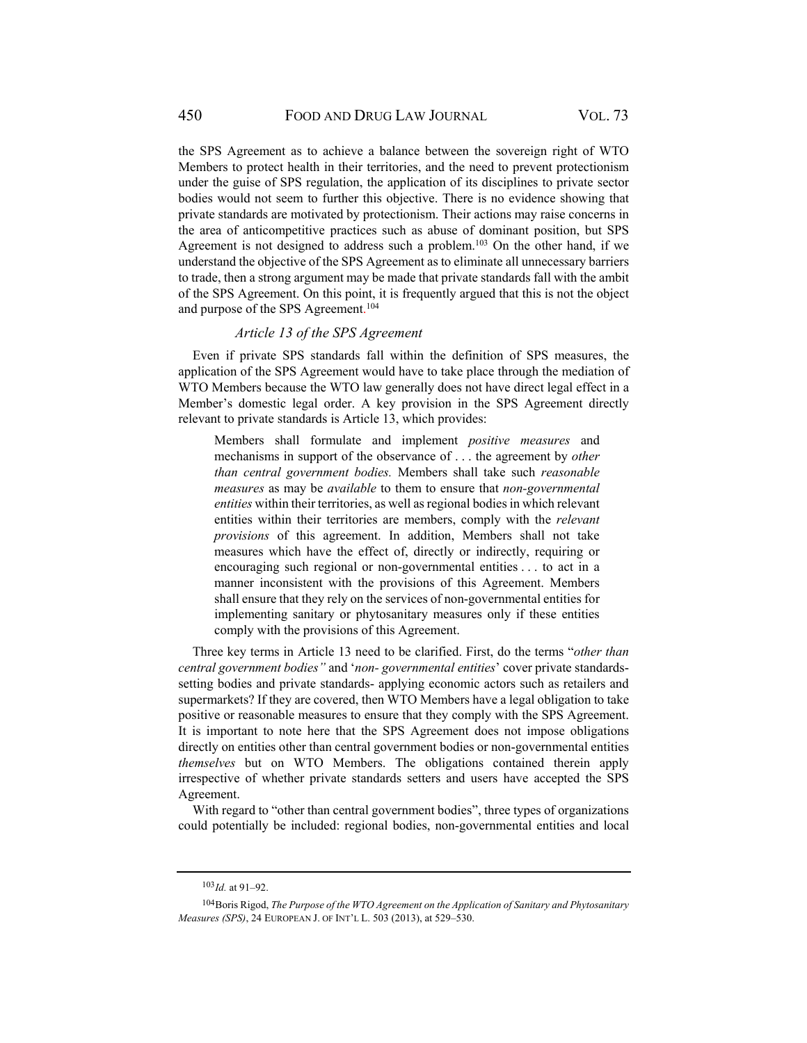the SPS Agreement as to achieve a balance between the sovereign right of WTO Members to protect health in their territories, and the need to prevent protectionism under the guise of SPS regulation, the application of its disciplines to private sector bodies would not seem to further this objective. There is no evidence showing that private standards are motivated by protectionism. Their actions may raise concerns in the area of anticompetitive practices such as abuse of dominant position, but SPS Agreement is not designed to address such a problem.[103] On the other hand, if we understand the objective of the SPS Agreement as to eliminate all unnecessary barriers to trade, then a strong argument may be made that private standards fall with the ambit of the SPS Agreement. On this point, it is frequently argued that this is not the object and purpose of the SPS Agreement.[104]

### *Article 13 of the SPS Agreement*

Even if private SPS standards fall within the definition of SPS measures, the application of the SPS Agreement would have to take place through the mediation of WTO Members because the WTO law generally does not have direct legal effect in a Member's domestic legal order. A key provision in the SPS Agreement directly relevant to private standards is Article 13, which provides:

> Members shall formulate and implement *positive measures* and mechanisms in support of the observance of . . . the agreement by *other than central government bodies.* Members shall take such *reasonable measures* as may be *available* to them to ensure that *non-governmental entities* within their territories, as well as regional bodies in which relevant entities within their territories are members, comply with the *relevant provisions* of this agreement. In addition, Members shall not take measures which have the effect of, directly or indirectly, requiring or encouraging such regional or non-governmental entities . . . to act in a manner inconsistent with the provisions of this Agreement. Members shall ensure that they rely on the services of non-governmental entities for implementing sanitary or phytosanitary measures only if these entities comply with the provisions of this Agreement.

Three key terms in Article 13 need to be clarified. First, do the terms "*other than central government bodies"* and '*non- governmental entities*' cover private standards-setting bodies and private standards- applying economic actors such as retailers and supermarkets? If they are covered, then WTO Members have a legal obligation to take positive or reasonable measures to ensure that they comply with the SPS Agreement. It is important to note here that the SPS Agreement does not impose obligations directly on entities other than central government bodies or non-governmental entities *themselves* but on WTO Members. The obligations contained therein apply irrespective of whether private standards setters and users have accepted the SPS Agreement.

With regard to "other than central government bodies", three types of organizations could potentially be included: regional bodies, non-governmental entities and local

---

[103] *Id.* at 91–92.

[104] Boris Rigod, *The Purpose of the WTO Agreement on the Application of Sanitary and Phytosanitary Measures (SPS)*, 24 EUROPEAN J. OF INT'L L. 503 (2013), at 529–530.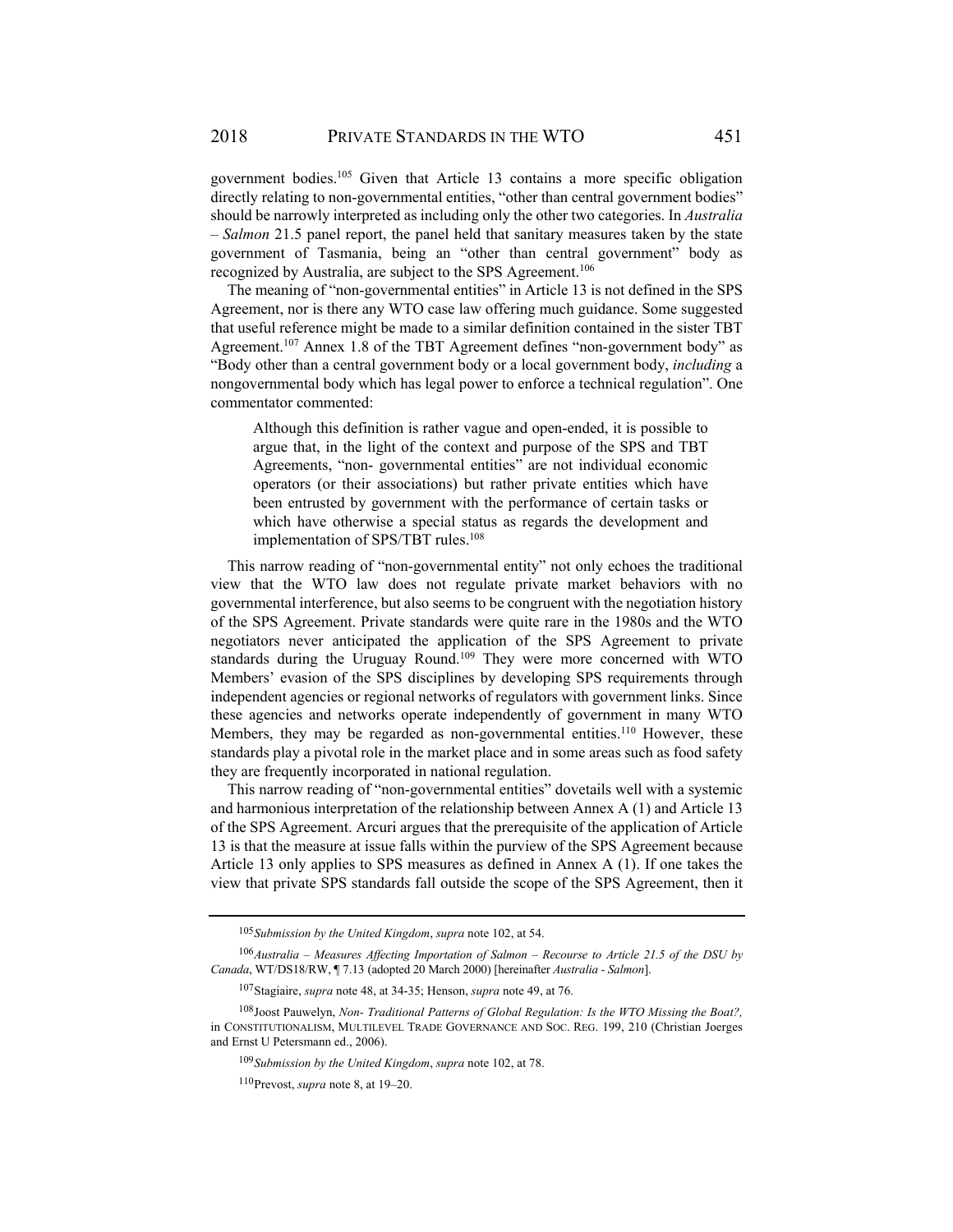government bodies.[105] Given that Article 13 contains a more specific obligation directly relating to non-governmental entities, "other than central government bodies" should be narrowly interpreted as including only the other two categories. In *Australia – Salmon* 21.5 panel report, the panel held that sanitary measures taken by the state government of Tasmania, being an "other than central government" body as recognized by Australia, are subject to the SPS Agreement.[106]

The meaning of "non-governmental entities" in Article 13 is not defined in the SPS Agreement, nor is there any WTO case law offering much guidance. Some suggested that useful reference might be made to a similar definition contained in the sister TBT Agreement.[107] Annex 1.8 of the TBT Agreement defines "non-government body" as "Body other than a central government body or a local government body, *including* a nongovernmental body which has legal power to enforce a technical regulation". One commentator commented:

> Although this definition is rather vague and open-ended, it is possible to argue that, in the light of the context and purpose of the SPS and TBT Agreements, "non- governmental entities" are not individual economic operators (or their associations) but rather private entities which have been entrusted by government with the performance of certain tasks or which have otherwise a special status as regards the development and implementation of SPS/TBT rules.[108]

This narrow reading of "non-governmental entity" not only echoes the traditional view that the WTO law does not regulate private market behaviors with no governmental interference, but also seems to be congruent with the negotiation history of the SPS Agreement. Private standards were quite rare in the 1980s and the WTO negotiators never anticipated the application of the SPS Agreement to private standards during the Uruguay Round.[109] They were more concerned with WTO Members' evasion of the SPS disciplines by developing SPS requirements through independent agencies or regional networks of regulators with government links. Since these agencies and networks operate independently of government in many WTO Members, they may be regarded as non-governmental entities.[110] However, these standards play a pivotal role in the market place and in some areas such as food safety they are frequently incorporated in national regulation.

This narrow reading of "non-governmental entities" dovetails well with a systemic and harmonious interpretation of the relationship between Annex A (1) and Article 13 of the SPS Agreement. Arcuri argues that the prerequisite of the application of Article 13 is that the measure at issue falls within the purview of the SPS Agreement because Article 13 only applies to SPS measures as defined in Annex A (1). If one takes the view that private SPS standards fall outside the scope of the SPS Agreement, then it

---

[105] *Submission by the United Kingdom*, *supra* note 102, at 54.

[106] *Australia – Measures Affecting Importation of Salmon – Recourse to Article 21.5 of the DSU by Canada*, WT/DS18/RW, ¶ 7.13 (adopted 20 March 2000) [hereinafter *Australia - Salmon*].

[107] Stagiaire, *supra* note 48, at 34-35; Henson, *supra* note 49, at 76.

[108] Joost Pauwelyn, *Non- Traditional Patterns of Global Regulation: Is the WTO Missing the Boat?,* in CONSTITUTIONALISM, MULTILEVEL TRADE GOVERNANCE AND SOC. REG. 199, 210 (Christian Joerges and Ernst U Petersmann ed., 2006).

[109] *Submission by the United Kingdom*, *supra* note 102, at 78.

[110] Prevost, *supra* note 8, at 19–20.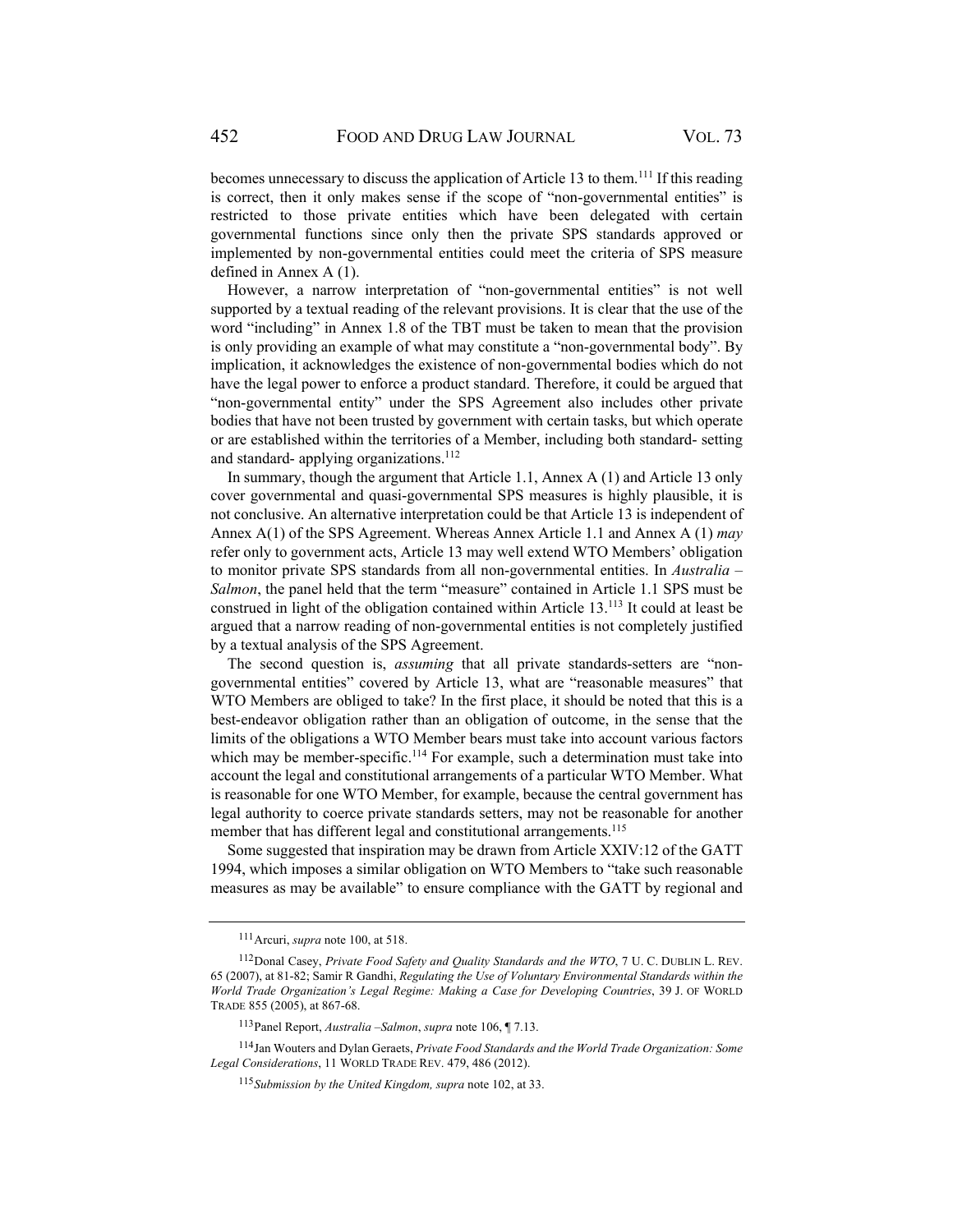becomes unnecessary to discuss the application of Article 13 to them.[111] If this reading is correct, then it only makes sense if the scope of "non-governmental entities" is restricted to those private entities which have been delegated with certain governmental functions since only then the private SPS standards approved or implemented by non-governmental entities could meet the criteria of SPS measure defined in Annex A (1).

However, a narrow interpretation of "non-governmental entities" is not well supported by a textual reading of the relevant provisions. It is clear that the use of the word "including" in Annex 1.8 of the TBT must be taken to mean that the provision is only providing an example of what may constitute a "non-governmental body". By implication, it acknowledges the existence of non-governmental bodies which do not have the legal power to enforce a product standard. Therefore, it could be argued that "non-governmental entity" under the SPS Agreement also includes other private bodies that have not been trusted by government with certain tasks, but which operate or are established within the territories of a Member, including both standard- setting and standard- applying organizations.[112]

In summary, though the argument that Article 1.1, Annex A (1) and Article 13 only cover governmental and quasi-governmental SPS measures is highly plausible, it is not conclusive. An alternative interpretation could be that Article 13 is independent of Annex A(1) of the SPS Agreement. Whereas Annex Article 1.1 and Annex A (1) *may* refer only to government acts, Article 13 may well extend WTO Members' obligation to monitor private SPS standards from all non-governmental entities. In *Australia – Salmon*, the panel held that the term "measure" contained in Article 1.1 SPS must be construed in light of the obligation contained within Article 13.[113] It could at least be argued that a narrow reading of non-governmental entities is not completely justified by a textual analysis of the SPS Agreement.

The second question is, *assuming* that all private standards-setters are "non-governmental entities" covered by Article 13, what are "reasonable measures" that WTO Members are obliged to take? In the first place, it should be noted that this is a best-endeavor obligation rather than an obligation of outcome, in the sense that the limits of the obligations a WTO Member bears must take into account various factors which may be member-specific.[114] For example, such a determination must take into account the legal and constitutional arrangements of a particular WTO Member. What is reasonable for one WTO Member, for example, because the central government has legal authority to coerce private standards setters, may not be reasonable for another member that has different legal and constitutional arrangements.[115]

Some suggested that inspiration may be drawn from Article XXIV:12 of the GATT 1994, which imposes a similar obligation on WTO Members to "take such reasonable measures as may be available" to ensure compliance with the GATT by regional and

---

[111] Arcuri, *supra* note 100, at 518.

[112] Donal Casey, *Private Food Safety and Quality Standards and the WTO*, 7 U. C. DUBLIN L. REV. 65 (2007), at 81-82; Samir R Gandhi, *Regulating the Use of Voluntary Environmental Standards within the World Trade Organization's Legal Regime: Making a Case for Developing Countries*, 39 J. OF WORLD TRADE 855 (2005), at 867-68.

[113] Panel Report, *Australia –Salmon*, *supra* note 106, ¶ 7.13.

[114] Jan Wouters and Dylan Geraets, *Private Food Standards and the World Trade Organization: Some Legal Considerations*, 11 WORLD TRADE REV. 479, 486 (2012).

[115] *Submission by the United Kingdom, supra* note 102, at 33.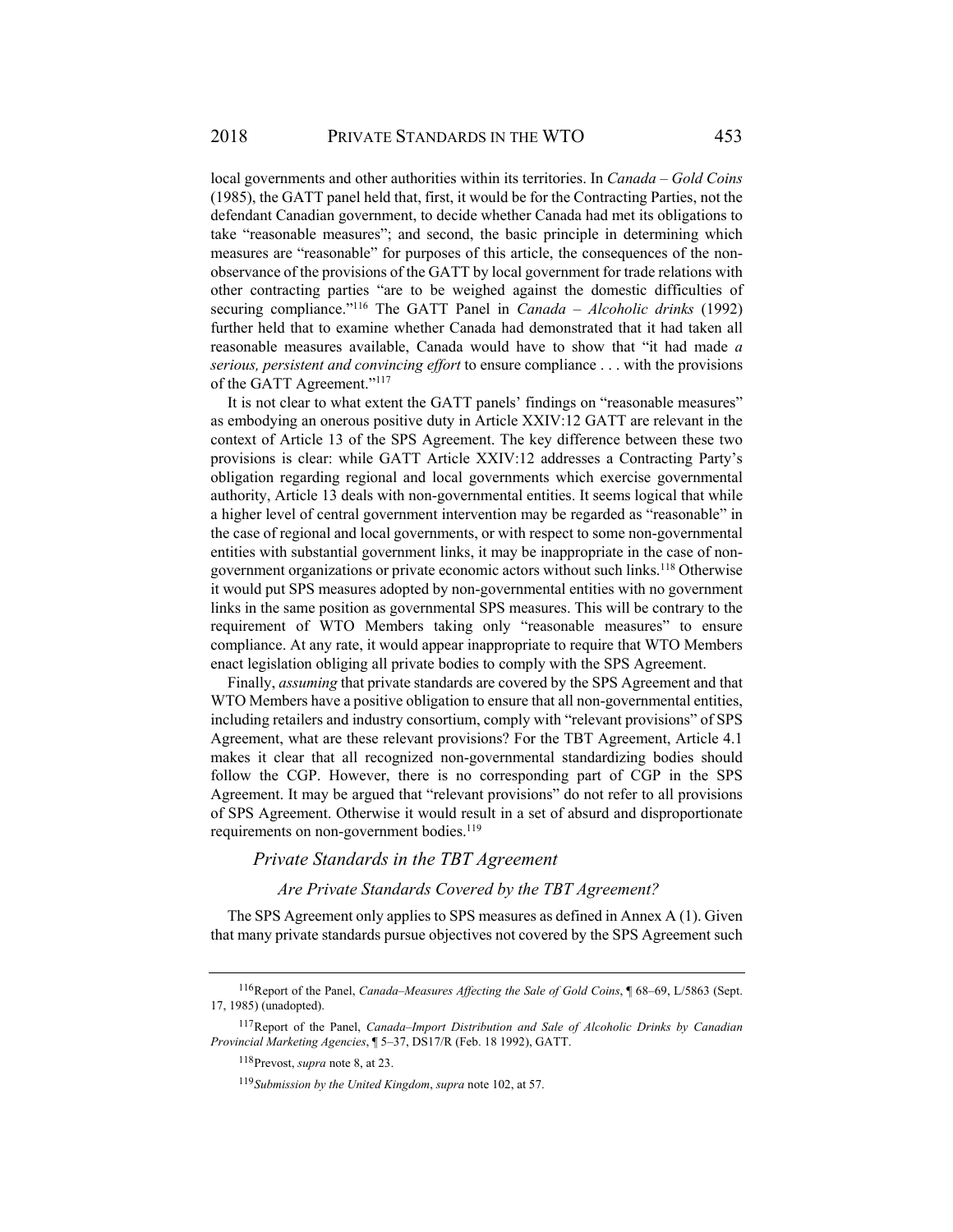local governments and other authorities within its territories. In *Canada – Gold Coins* (1985), the GATT panel held that, first, it would be for the Contracting Parties, not the defendant Canadian government, to decide whether Canada had met its obligations to take "reasonable measures"; and second, the basic principle in determining which measures are "reasonable" for purposes of this article, the consequences of the non-observance of the provisions of the GATT by local government for trade relations with other contracting parties "are to be weighed against the domestic difficulties of securing compliance."[116] The GATT Panel in *Canada – Alcoholic drinks* (1992) further held that to examine whether Canada had demonstrated that it had taken all reasonable measures available, Canada would have to show that "it had made *a serious, persistent and convincing effort* to ensure compliance . . . with the provisions of the GATT Agreement."[117]

It is not clear to what extent the GATT panels' findings on "reasonable measures" as embodying an onerous positive duty in Article XXIV:12 GATT are relevant in the context of Article 13 of the SPS Agreement. The key difference between these two provisions is clear: while GATT Article XXIV:12 addresses a Contracting Party's obligation regarding regional and local governments which exercise governmental authority, Article 13 deals with non-governmental entities. It seems logical that while a higher level of central government intervention may be regarded as "reasonable" in the case of regional and local governments, or with respect to some non-governmental entities with substantial government links, it may be inappropriate in the case of non-government organizations or private economic actors without such links.[118] Otherwise it would put SPS measures adopted by non-governmental entities with no government links in the same position as governmental SPS measures. This will be contrary to the requirement of WTO Members taking only "reasonable measures" to ensure compliance. At any rate, it would appear inappropriate to require that WTO Members enact legislation obliging all private bodies to comply with the SPS Agreement.

Finally, *assuming* that private standards are covered by the SPS Agreement and that WTO Members have a positive obligation to ensure that all non-governmental entities, including retailers and industry consortium, comply with "relevant provisions" of SPS Agreement, what are these relevant provisions? For the TBT Agreement, Article 4.1 makes it clear that all recognized non-governmental standardizing bodies should follow the CGP. However, there is no corresponding part of CGP in the SPS Agreement. It may be argued that "relevant provisions" do not refer to all provisions of SPS Agreement. Otherwise it would result in a set of absurd and disproportionate requirements on non-government bodies.[119]

### *Private Standards in the TBT Agreement*

#### *Are Private Standards Covered by the TBT Agreement?*

The SPS Agreement only applies to SPS measures as defined in Annex A (1). Given that many private standards pursue objectives not covered by the SPS Agreement such

---

[116] Report of the Panel, *Canada–Measures Affecting the Sale of Gold Coins*, ¶ 68–69, L/5863 (Sept. 17, 1985) (unadopted).

[117] Report of the Panel, *Canada–Import Distribution and Sale of Alcoholic Drinks by Canadian Provincial Marketing Agencies*, ¶ 5–37, DS17/R (Feb. 18 1992), GATT.

[118] Prevost, *supra* note 8, at 23.

[119] *Submission by the United Kingdom*, *supra* note 102, at 57.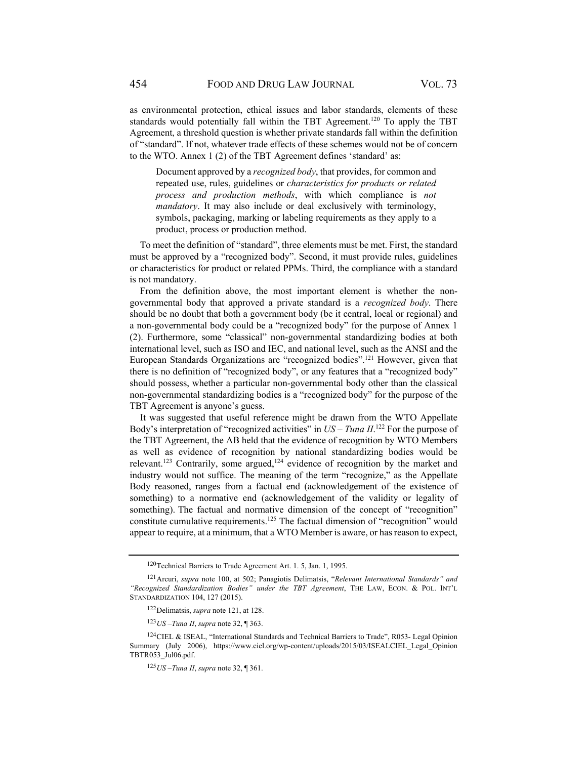as environmental protection, ethical issues and labor standards, elements of these standards would potentially fall within the TBT Agreement.[120] To apply the TBT Agreement, a threshold question is whether private standards fall within the definition of "standard". If not, whatever trade effects of these schemes would not be of concern to the WTO. Annex 1 (2) of the TBT Agreement defines 'standard' as:

> Document approved by a *recognized body*, that provides, for common and repeated use, rules, guidelines or *characteristics for products or related process and production methods*, with which compliance is *not mandatory*. It may also include or deal exclusively with terminology, symbols, packaging, marking or labeling requirements as they apply to a product, process or production method.

To meet the definition of "standard", three elements must be met. First, the standard must be approved by a "recognized body". Second, it must provide rules, guidelines or characteristics for product or related PPMs. Third, the compliance with a standard is not mandatory.

From the definition above, the most important element is whether the non-governmental body that approved a private standard is a *recognized body*. There should be no doubt that both a government body (be it central, local or regional) and a non-governmental body could be a "recognized body" for the purpose of Annex 1 (2). Furthermore, some "classical" non-governmental standardizing bodies at both international level, such as ISO and IEC, and national level, such as the ANSI and the European Standards Organizations are "recognized bodies".[121] However, given that there is no definition of "recognized body", or any features that a "recognized body" should possess, whether a particular non-governmental body other than the classical non-governmental standardizing bodies is a "recognized body" for the purpose of the TBT Agreement is anyone's guess.

It was suggested that useful reference might be drawn from the WTO Appellate Body's interpretation of "recognized activities" in *US – Tuna II*.[122] For the purpose of the TBT Agreement, the AB held that the evidence of recognition by WTO Members as well as evidence of recognition by national standardizing bodies would be relevant.[123] Contrarily, some argued,[124] evidence of recognition by the market and industry would not suffice. The meaning of the term "recognize," as the Appellate Body reasoned, ranges from a factual end (acknowledgement of the existence of something) to a normative end (acknowledgement of the validity or legality of something). The factual and normative dimension of the concept of "recognition" constitute cumulative requirements.[125] The factual dimension of "recognition" would appear to require, at a minimum, that a WTO Member is aware, or has reason to expect,

---

[120] Technical Barriers to Trade Agreement Art. 1. 5, Jan. 1, 1995.

[121] Arcuri, *supra* note 100, at 502; Panagiotis Delimatsis, "*Relevant International Standards" and "Recognized Standardization Bodies" under the TBT Agreement*, THE LAW, ECON. & POL. INT'L STANDARDIZATION 104, 127 (2015).

[122] Delimatsis, *supra* note 121, at 128.

[123] *US –Tuna II*, *supra* note 32, ¶ 363.

[124] CIEL & ISEAL, "International Standards and Technical Barriers to Trade", R053- Legal Opinion Summary (July 2006), https://www.ciel.org/wp-content/uploads/2015/03/ISEALCIEL_Legal_Opinion TBTR053_Jul06.pdf.

[125] *US –Tuna II*, *supra* note 32, ¶ 361.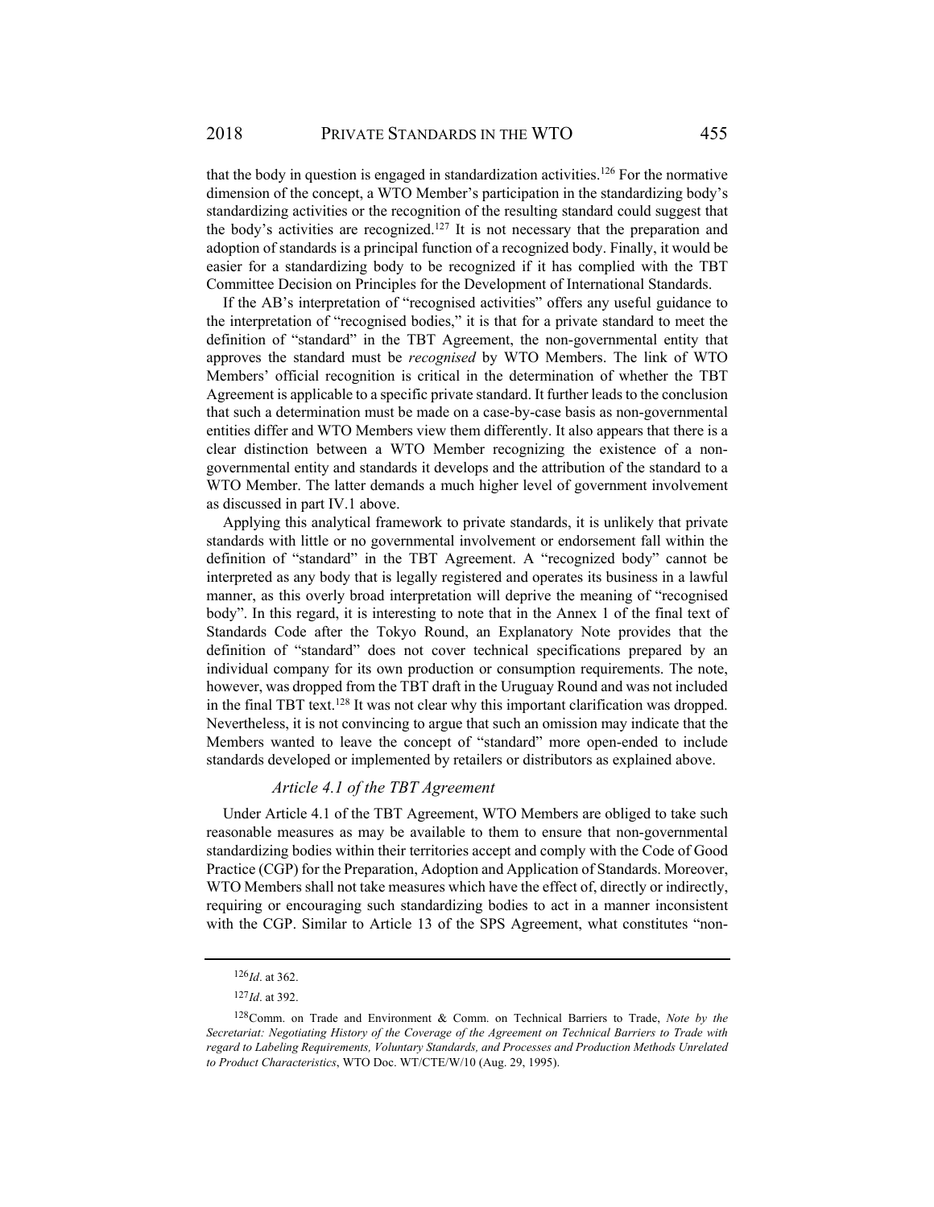that the body in question is engaged in standardization activities.[126] For the normative dimension of the concept, a WTO Member's participation in the standardizing body's standardizing activities or the recognition of the resulting standard could suggest that the body's activities are recognized.[127] It is not necessary that the preparation and adoption of standards is a principal function of a recognized body. Finally, it would be easier for a standardizing body to be recognized if it has complied with the TBT Committee Decision on Principles for the Development of International Standards.

If the AB's interpretation of "recognised activities" offers any useful guidance to the interpretation of "recognised bodies," it is that for a private standard to meet the definition of "standard" in the TBT Agreement, the non-governmental entity that approves the standard must be *recognised* by WTO Members. The link of WTO Members' official recognition is critical in the determination of whether the TBT Agreement is applicable to a specific private standard. It further leads to the conclusion that such a determination must be made on a case-by-case basis as non-governmental entities differ and WTO Members view them differently. It also appears that there is a clear distinction between a WTO Member recognizing the existence of a non-governmental entity and standards it develops and the attribution of the standard to a WTO Member. The latter demands a much higher level of government involvement as discussed in part IV.1 above.

Applying this analytical framework to private standards, it is unlikely that private standards with little or no governmental involvement or endorsement fall within the definition of "standard" in the TBT Agreement. A "recognized body" cannot be interpreted as any body that is legally registered and operates its business in a lawful manner, as this overly broad interpretation will deprive the meaning of "recognised body". In this regard, it is interesting to note that in the Annex 1 of the final text of Standards Code after the Tokyo Round, an Explanatory Note provides that the definition of "standard" does not cover technical specifications prepared by an individual company for its own production or consumption requirements. The note, however, was dropped from the TBT draft in the Uruguay Round and was not included in the final TBT text.[128] It was not clear why this important clarification was dropped. Nevertheless, it is not convincing to argue that such an omission may indicate that the Members wanted to leave the concept of "standard" more open-ended to include standards developed or implemented by retailers or distributors as explained above.

### *Article 4.1 of the TBT Agreement*

Under Article 4.1 of the TBT Agreement, WTO Members are obliged to take such reasonable measures as may be available to them to ensure that non-governmental standardizing bodies within their territories accept and comply with the Code of Good Practice (CGP) for the Preparation, Adoption and Application of Standards. Moreover, WTO Members shall not take measures which have the effect of, directly or indirectly, requiring or encouraging such standardizing bodies to act in a manner inconsistent with the CGP. Similar to Article 13 of the SPS Agreement, what constitutes "non-

---

[126] *Id*. at 362.

[127] *Id*. at 392.

[128] Comm. on Trade and Environment & Comm. on Technical Barriers to Trade, *Note by the Secretariat: Negotiating History of the Coverage of the Agreement on Technical Barriers to Trade with regard to Labeling Requirements, Voluntary Standards, and Processes and Production Methods Unrelated to Product Characteristics*, WTO Doc. WT/CTE/W/10 (Aug. 29, 1995).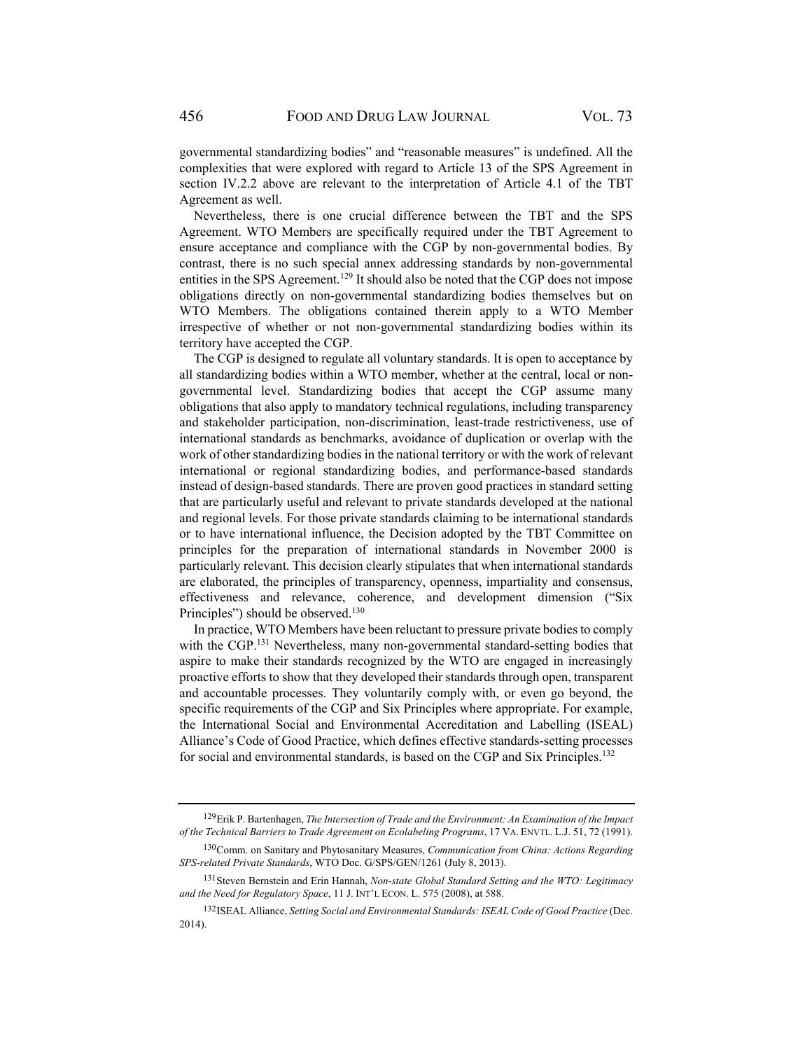governmental standardizing bodies" and "reasonable measures" is undefined. All the complexities that were explored with regard to Article 13 of the SPS Agreement in section IV.2.2 above are relevant to the interpretation of Article 4.1 of the TBT Agreement as well.

Nevertheless, there is one crucial difference between the TBT and the SPS Agreement. WTO Members are specifically required under the TBT Agreement to ensure acceptance and compliance with the CGP by non-governmental bodies. By contrast, there is no such special annex addressing standards by non-governmental entities in the SPS Agreement.[129] It should also be noted that the CGP does not impose obligations directly on non-governmental standardizing bodies themselves but on WTO Members. The obligations contained therein apply to a WTO Member irrespective of whether or not non-governmental standardizing bodies within its territory have accepted the CGP.

The CGP is designed to regulate all voluntary standards. It is open to acceptance by all standardizing bodies within a WTO member, whether at the central, local or non-governmental level. Standardizing bodies that accept the CGP assume many obligations that also apply to mandatory technical regulations, including transparency and stakeholder participation, non-discrimination, least-trade restrictiveness, use of international standards as benchmarks, avoidance of duplication or overlap with the work of other standardizing bodies in the national territory or with the work of relevant international or regional standardizing bodies, and performance-based standards instead of design-based standards. There are proven good practices in standard setting that are particularly useful and relevant to private standards developed at the national and regional levels. For those private standards claiming to be international standards or to have international influence, the Decision adopted by the TBT Committee on principles for the preparation of international standards in November 2000 is particularly relevant. This decision clearly stipulates that when international standards are elaborated, the principles of transparency, openness, impartiality and consensus, effectiveness and relevance, coherence, and development dimension ("Six Principles") should be observed.[130]

In practice, WTO Members have been reluctant to pressure private bodies to comply with the CGP.[131] Nevertheless, many non-governmental standard-setting bodies that aspire to make their standards recognized by the WTO are engaged in increasingly proactive efforts to show that they developed their standards through open, transparent and accountable processes. They voluntarily comply with, or even go beyond, the specific requirements of the CGP and Six Principles where appropriate. For example, the International Social and Environmental Accreditation and Labelling (ISEAL) Alliance's Code of Good Practice, which defines effective standards-setting processes for social and environmental standards, is based on the CGP and Six Principles.[132]

---

[129] Erik P. Bartenhagen, *The Intersection of Trade and the Environment: An Examination of the Impact of the Technical Barriers to Trade Agreement on Ecolabeling Programs*, 17 VA. ENVTL. L.J. 51, 72 (1991).

[130] Comm. on Sanitary and Phytosanitary Measures, *Communication from China: Actions Regarding SPS-related Private Standards*, WTO Doc. G/SPS/GEN/1261 (July 8, 2013).

[131] Steven Bernstein and Erin Hannah, *Non-state Global Standard Setting and the WTO: Legitimacy and the Need for Regulatory Space*, 11 J. INT'L ECON. L. 575 (2008), at 588.

[132] ISEAL Alliance, *Setting Social and Environmental Standards: ISEAL Code of Good Practice* (Dec. 2014).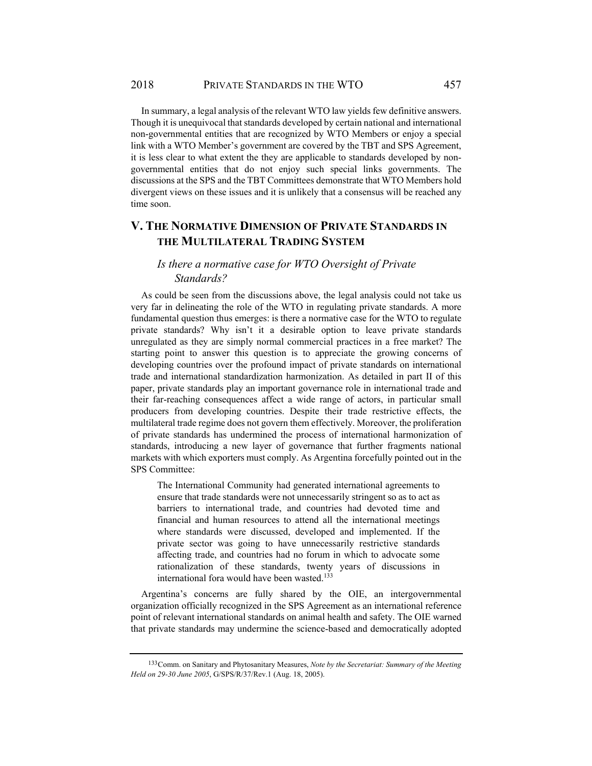In summary, a legal analysis of the relevant WTO law yields few definitive answers. Though it is unequivocal that standards developed by certain national and international non-governmental entities that are recognized by WTO Members or enjoy a special link with a WTO Member's government are covered by the TBT and SPS Agreement, it is less clear to what extent the they are applicable to standards developed by non-governmental entities that do not enjoy such special links governments. The discussions at the SPS and the TBT Committees demonstrate that WTO Members hold divergent views on these issues and it is unlikely that a consensus will be reached any time soon.

## V. THE NORMATIVE DIMENSION OF PRIVATE STANDARDS IN THE MULTILATERAL TRADING SYSTEM

### *Is there a normative case for WTO Oversight of Private Standards?*

As could be seen from the discussions above, the legal analysis could not take us very far in delineating the role of the WTO in regulating private standards. A more fundamental question thus emerges: is there a normative case for the WTO to regulate private standards? Why isn't it a desirable option to leave private standards unregulated as they are simply normal commercial practices in a free market? The starting point to answer this question is to appreciate the growing concerns of developing countries over the profound impact of private standards on international trade and international standardization harmonization. As detailed in part II of this paper, private standards play an important governance role in international trade and their far-reaching consequences affect a wide range of actors, in particular small producers from developing countries. Despite their trade restrictive effects, the multilateral trade regime does not govern them effectively. Moreover, the proliferation of private standards has undermined the process of international harmonization of standards, introducing a new layer of governance that further fragments national markets with which exporters must comply. As Argentina forcefully pointed out in the SPS Committee:

> The International Community had generated international agreements to ensure that trade standards were not unnecessarily stringent so as to act as barriers to international trade, and countries had devoted time and financial and human resources to attend all the international meetings where standards were discussed, developed and implemented. If the private sector was going to have unnecessarily restrictive standards affecting trade, and countries had no forum in which to advocate some rationalization of these standards, twenty years of discussions in international fora would have been wasted.[133]

Argentina's concerns are fully shared by the OIE, an intergovernmental organization officially recognized in the SPS Agreement as an international reference point of relevant international standards on animal health and safety. The OIE warned that private standards may undermine the science-based and democratically adopted

---

[133] Comm. on Sanitary and Phytosanitary Measures, *Note by the Secretariat: Summary of the Meeting Held on 29-30 June 2005*, G/SPS/R/37/Rev.1 (Aug. 18, 2005).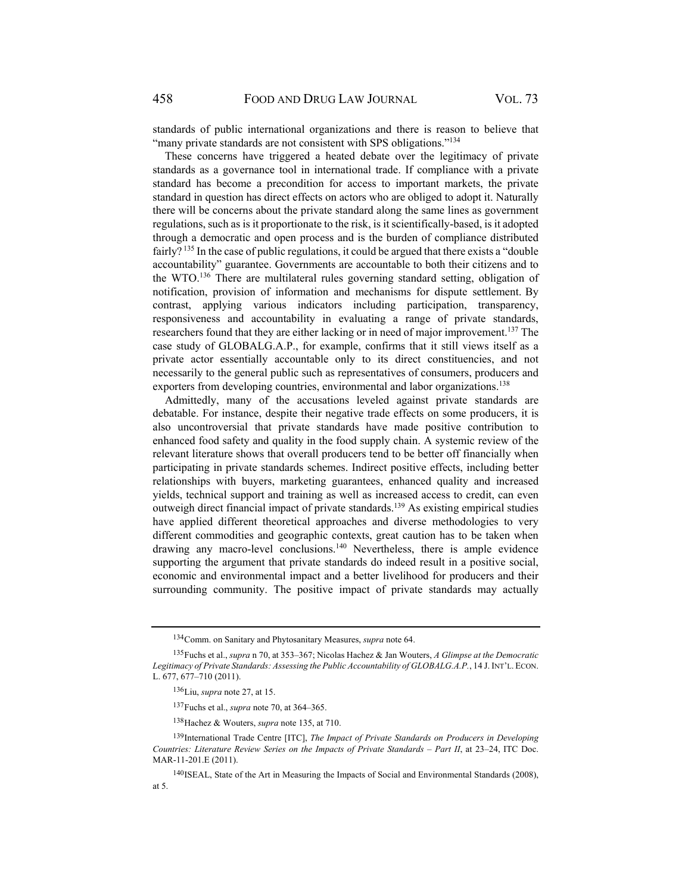standards of public international organizations and there is reason to believe that "many private standards are not consistent with SPS obligations."[134]

These concerns have triggered a heated debate over the legitimacy of private standards as a governance tool in international trade. If compliance with a private standard has become a precondition for access to important markets, the private standard in question has direct effects on actors who are obliged to adopt it. Naturally there will be concerns about the private standard along the same lines as government regulations, such as is it proportionate to the risk, is it scientifically-based, is it adopted through a democratic and open process and is the burden of compliance distributed fairly?[135] In the case of public regulations, it could be argued that there exists a "double accountability" guarantee. Governments are accountable to both their citizens and to the WTO.[136] There are multilateral rules governing standard setting, obligation of notification, provision of information and mechanisms for dispute settlement. By contrast, applying various indicators including participation, transparency, responsiveness and accountability in evaluating a range of private standards, researchers found that they are either lacking or in need of major improvement.[137] The case study of GLOBALG.A.P., for example, confirms that it still views itself as a private actor essentially accountable only to its direct constituencies, and not necessarily to the general public such as representatives of consumers, producers and exporters from developing countries, environmental and labor organizations.[138]

Admittedly, many of the accusations leveled against private standards are debatable. For instance, despite their negative trade effects on some producers, it is also uncontroversial that private standards have made positive contribution to enhanced food safety and quality in the food supply chain. A systemic review of the relevant literature shows that overall producers tend to be better off financially when participating in private standards schemes. Indirect positive effects, including better relationships with buyers, marketing guarantees, enhanced quality and increased yields, technical support and training as well as increased access to credit, can even outweigh direct financial impact of private standards.[139] As existing empirical studies have applied different theoretical approaches and diverse methodologies to very different commodities and geographic contexts, great caution has to be taken when drawing any macro-level conclusions.[140] Nevertheless, there is ample evidence supporting the argument that private standards do indeed result in a positive social, economic and environmental impact and a better livelihood for producers and their surrounding community. The positive impact of private standards may actually

---

[134] Comm. on Sanitary and Phytosanitary Measures, *supra* note 64.

[135] Fuchs et al., *supra* n 70, at 353–367; Nicolas Hachez & Jan Wouters, *A Glimpse at the Democratic Legitimacy of Private Standards: Assessing the Public Accountability of GLOBALG.A.P.*, 14 J. INT'L. ECON. L. 677, 677–710 (2011).

[136] Liu, *supra* note 27, at 15.

[137] Fuchs et al., *supra* note 70, at 364–365.

[138] Hachez & Wouters, *supra* note 135, at 710.

[139] International Trade Centre [ITC], *The Impact of Private Standards on Producers in Developing Countries: Literature Review Series on the Impacts of Private Standards – Part II*, at 23–24, ITC Doc. MAR-11-201.E (2011).

[140] ISEAL, State of the Art in Measuring the Impacts of Social and Environmental Standards (2008), at 5.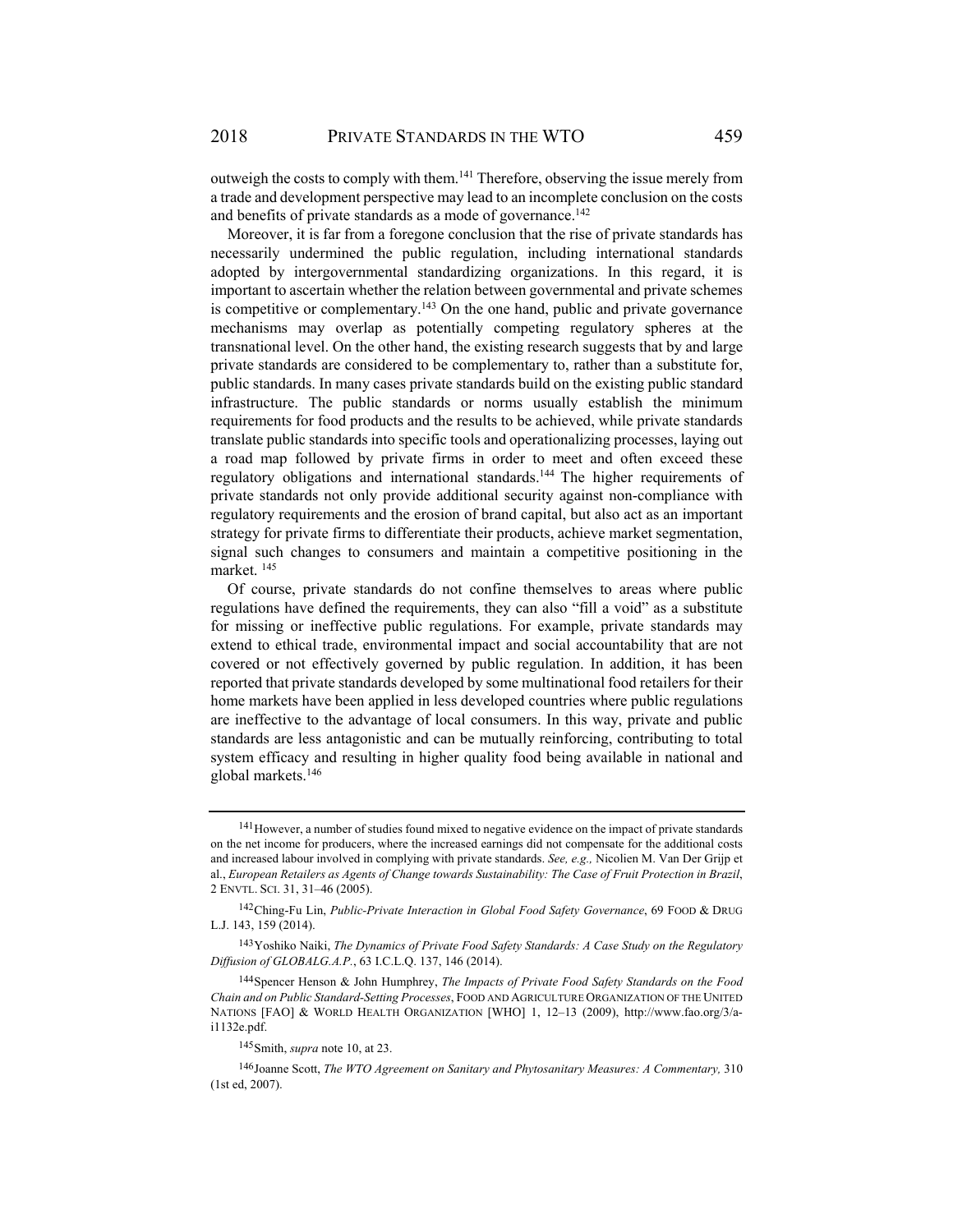outweigh the costs to comply with them.[141] Therefore, observing the issue merely from a trade and development perspective may lead to an incomplete conclusion on the costs and benefits of private standards as a mode of governance.[142]

Moreover, it is far from a foregone conclusion that the rise of private standards has necessarily undermined the public regulation, including international standards adopted by intergovernmental standardizing organizations. In this regard, it is important to ascertain whether the relation between governmental and private schemes is competitive or complementary.[143] On the one hand, public and private governance mechanisms may overlap as potentially competing regulatory spheres at the transnational level. On the other hand, the existing research suggests that by and large private standards are considered to be complementary to, rather than a substitute for, public standards. In many cases private standards build on the existing public standard infrastructure. The public standards or norms usually establish the minimum requirements for food products and the results to be achieved, while private standards translate public standards into specific tools and operationalizing processes, laying out a road map followed by private firms in order to meet and often exceed these regulatory obligations and international standards.[144] The higher requirements of private standards not only provide additional security against non-compliance with regulatory requirements and the erosion of brand capital, but also act as an important strategy for private firms to differentiate their products, achieve market segmentation, signal such changes to consumers and maintain a competitive positioning in the market. [145]

Of course, private standards do not confine themselves to areas where public regulations have defined the requirements, they can also "fill a void" as a substitute for missing or ineffective public regulations. For example, private standards may extend to ethical trade, environmental impact and social accountability that are not covered or not effectively governed by public regulation. In addition, it has been reported that private standards developed by some multinational food retailers for their home markets have been applied in less developed countries where public regulations are ineffective to the advantage of local consumers. In this way, private and public standards are less antagonistic and can be mutually reinforcing, contributing to total system efficacy and resulting in higher quality food being available in national and global markets.[146]

---

[141] However, a number of studies found mixed to negative evidence on the impact of private standards on the net income for producers, where the increased earnings did not compensate for the additional costs and increased labour involved in complying with private standards. *See, e.g.,* Nicolien M. Van Der Grijp et al., *European Retailers as Agents of Change towards Sustainability: The Case of Fruit Protection in Brazil*, 2 ENVTL. SCI. 31, 31–46 (2005).

[142] Ching-Fu Lin, *Public-Private Interaction in Global Food Safety Governance*, 69 FOOD & DRUG L.J. 143, 159 (2014).

[143] Yoshiko Naiki, *The Dynamics of Private Food Safety Standards: A Case Study on the Regulatory Diffusion of GLOBALG.A.P.*, 63 I.C.L.Q. 137, 146 (2014).

[144] Spencer Henson & John Humphrey, *The Impacts of Private Food Safety Standards on the Food Chain and on Public Standard-Setting Processes*, FOOD AND AGRICULTURE ORGANIZATION OF THE UNITED NATIONS [FAO] & WORLD HEALTH ORGANIZATION [WHO] 1, 12–13 (2009), http://www.fao.org/3/a-i1132e.pdf.

[145] Smith, *supra* note 10, at 23.

[146] Joanne Scott, *The WTO Agreement on Sanitary and Phytosanitary Measures: A Commentary,* 310 (1st ed, 2007).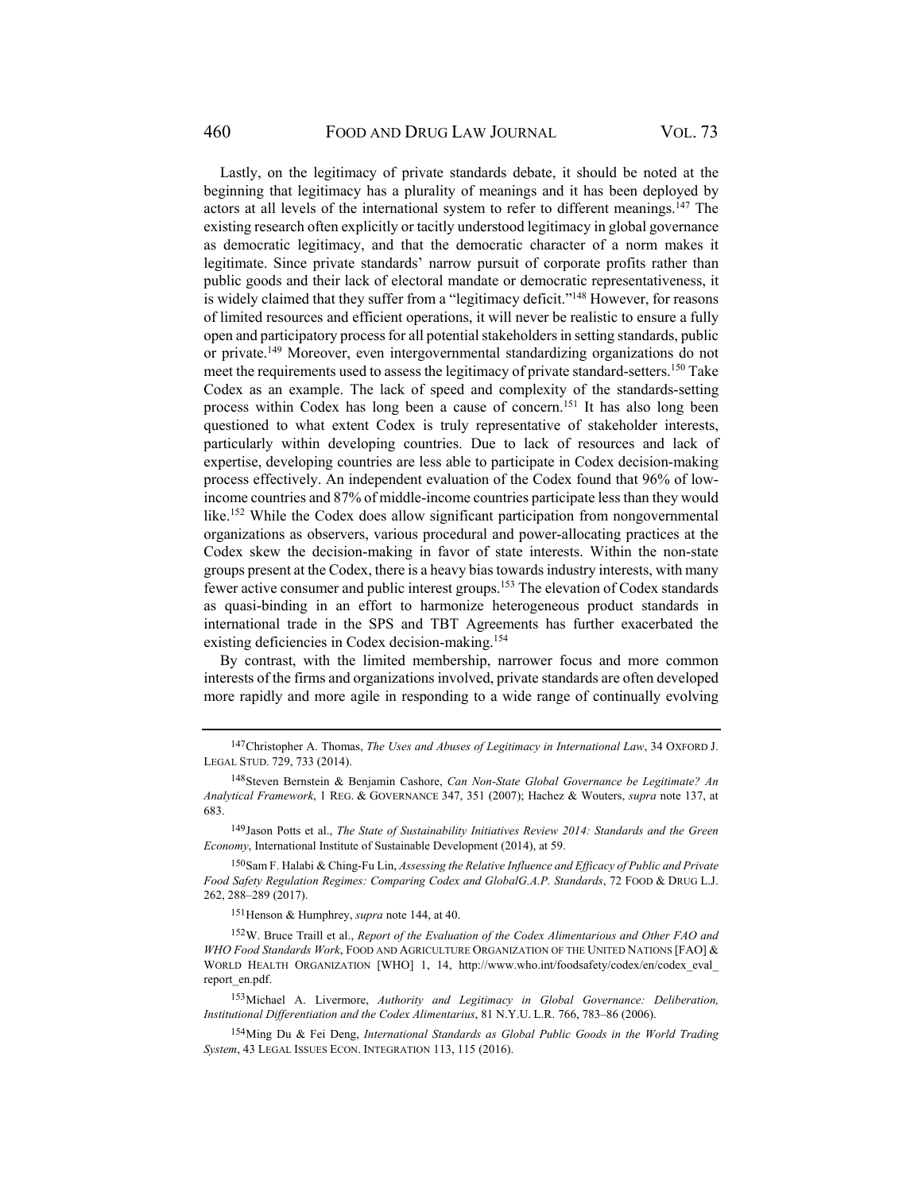Lastly, on the legitimacy of private standards debate, it should be noted at the beginning that legitimacy has a plurality of meanings and it has been deployed by actors at all levels of the international system to refer to different meanings.[147] The existing research often explicitly or tacitly understood legitimacy in global governance as democratic legitimacy, and that the democratic character of a norm makes it legitimate. Since private standards' narrow pursuit of corporate profits rather than public goods and their lack of electoral mandate or democratic representativeness, it is widely claimed that they suffer from a "legitimacy deficit."[148] However, for reasons of limited resources and efficient operations, it will never be realistic to ensure a fully open and participatory process for all potential stakeholders in setting standards, public or private.[149] Moreover, even intergovernmental standardizing organizations do not meet the requirements used to assess the legitimacy of private standard-setters.[150] Take Codex as an example. The lack of speed and complexity of the standards-setting process within Codex has long been a cause of concern.[151] It has also long been questioned to what extent Codex is truly representative of stakeholder interests, particularly within developing countries. Due to lack of resources and lack of expertise, developing countries are less able to participate in Codex decision-making process effectively. An independent evaluation of the Codex found that 96% of low-income countries and 87% of middle-income countries participate less than they would like.[152] While the Codex does allow significant participation from nongovernmental organizations as observers, various procedural and power-allocating practices at the Codex skew the decision-making in favor of state interests. Within the non-state groups present at the Codex, there is a heavy bias towards industry interests, with many fewer active consumer and public interest groups.[153] The elevation of Codex standards as quasi-binding in an effort to harmonize heterogeneous product standards in international trade in the SPS and TBT Agreements has further exacerbated the existing deficiencies in Codex decision-making.[154]

By contrast, with the limited membership, narrower focus and more common interests of the firms and organizations involved, private standards are often developed more rapidly and more agile in responding to a wide range of continually evolving

---

[147] Christopher A. Thomas, *The Uses and Abuses of Legitimacy in International Law*, 34 OXFORD J. LEGAL STUD. 729, 733 (2014).

[148] Steven Bernstein & Benjamin Cashore, *Can Non-State Global Governance be Legitimate? An Analytical Framework*, 1 REG. & GOVERNANCE 347, 351 (2007); Hachez & Wouters, *supra* note 137, at 683.

[149] Jason Potts et al., *The State of Sustainability Initiatives Review 2014: Standards and the Green Economy*, International Institute of Sustainable Development (2014), at 59.

[150] Sam F. Halabi & Ching-Fu Lin, *Assessing the Relative Influence and Efficacy of Public and Private Food Safety Regulation Regimes: Comparing Codex and GlobalG.A.P. Standards*, 72 FOOD & DRUG L.J. 262, 288–289 (2017).

[151] Henson & Humphrey, *supra* note 144, at 40.

[152] W. Bruce Traill et al., *Report of the Evaluation of the Codex Alimentarious and Other FAO and WHO Food Standards Work*, FOOD AND AGRICULTURE ORGANIZATION OF THE UNITED NATIONS [FAO] & WORLD HEALTH ORGANIZATION [WHO] 1, 14, http://www.who.int/foodsafety/codex/en/codex_eval_report_en.pdf.

[153] Michael A. Livermore, *Authority and Legitimacy in Global Governance: Deliberation, Institutional Differentiation and the Codex Alimentarius*, 81 N.Y.U. L.R. 766, 783–86 (2006).

[154] Ming Du & Fei Deng, *International Standards as Global Public Goods in the World Trading System*, 43 LEGAL ISSUES ECON. INTEGRATION 113, 115 (2016).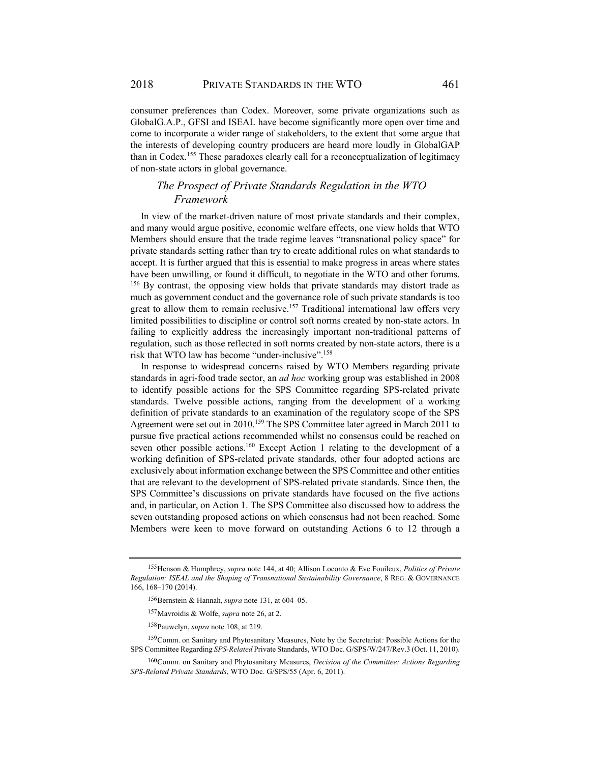consumer preferences than Codex. Moreover, some private organizations such as GlobalG.A.P., GFSI and ISEAL have become significantly more open over time and come to incorporate a wider range of stakeholders, to the extent that some argue that the interests of developing country producers are heard more loudly in GlobalGAP than in Codex.[155] These paradoxes clearly call for a reconceptualization of legitimacy of non-state actors in global governance.

### *The Prospect of Private Standards Regulation in the WTO Framework*

In view of the market-driven nature of most private standards and their complex, and many would argue positive, economic welfare effects, one view holds that WTO Members should ensure that the trade regime leaves "transnational policy space" for private standards setting rather than try to create additional rules on what standards to accept. It is further argued that this is essential to make progress in areas where states have been unwilling, or found it difficult, to negotiate in the WTO and other forums.[156] By contrast, the opposing view holds that private standards may distort trade as much as government conduct and the governance role of such private standards is too great to allow them to remain reclusive.[157] Traditional international law offers very limited possibilities to discipline or control soft norms created by non-state actors. In failing to explicitly address the increasingly important non-traditional patterns of regulation, such as those reflected in soft norms created by non-state actors, there is a risk that WTO law has become "under-inclusive".[158]

In response to widespread concerns raised by WTO Members regarding private standards in agri-food trade sector, an *ad hoc* working group was established in 2008 to identify possible actions for the SPS Committee regarding SPS-related private standards. Twelve possible actions, ranging from the development of a working definition of private standards to an examination of the regulatory scope of the SPS Agreement were set out in 2010.[159] The SPS Committee later agreed in March 2011 to pursue five practical actions recommended whilst no consensus could be reached on seven other possible actions.[160] Except Action 1 relating to the development of a working definition of SPS-related private standards, other four adopted actions are exclusively about information exchange between the SPS Committee and other entities that are relevant to the development of SPS-related private standards. Since then, the SPS Committee's discussions on private standards have focused on the five actions and, in particular, on Action 1. The SPS Committee also discussed how to address the seven outstanding proposed actions on which consensus had not been reached. Some Members were keen to move forward on outstanding Actions 6 to 12 through a

---

[155] Henson & Humphrey, *supra* note 144, at 40; Allison Loconto & Eve Fouileux, *Politics of Private Regulation: ISEAL and the Shaping of Transnational Sustainability Governance*, 8 REG. & GOVERNANCE 166, 168–170 (2014).

[156] Bernstein & Hannah, *supra* note 131, at 604–05.

[157] Mavroidis & Wolfe, *supra* note 26, at 2.

[158] Pauwelyn, *supra* note 108, at 219.

[159] Comm. on Sanitary and Phytosanitary Measures, Note by the Secretariat: Possible Actions for the SPS Committee Regarding *SPS-Related* Private Standards, WTO Doc. G/SPS/W/247/Rev.3 (Oct. 11, 2010).

[160] Comm. on Sanitary and Phytosanitary Measures, *Decision of the Committee: Actions Regarding SPS-Related Private Standards*, WTO Doc. G/SPS/55 (Apr. 6, 2011).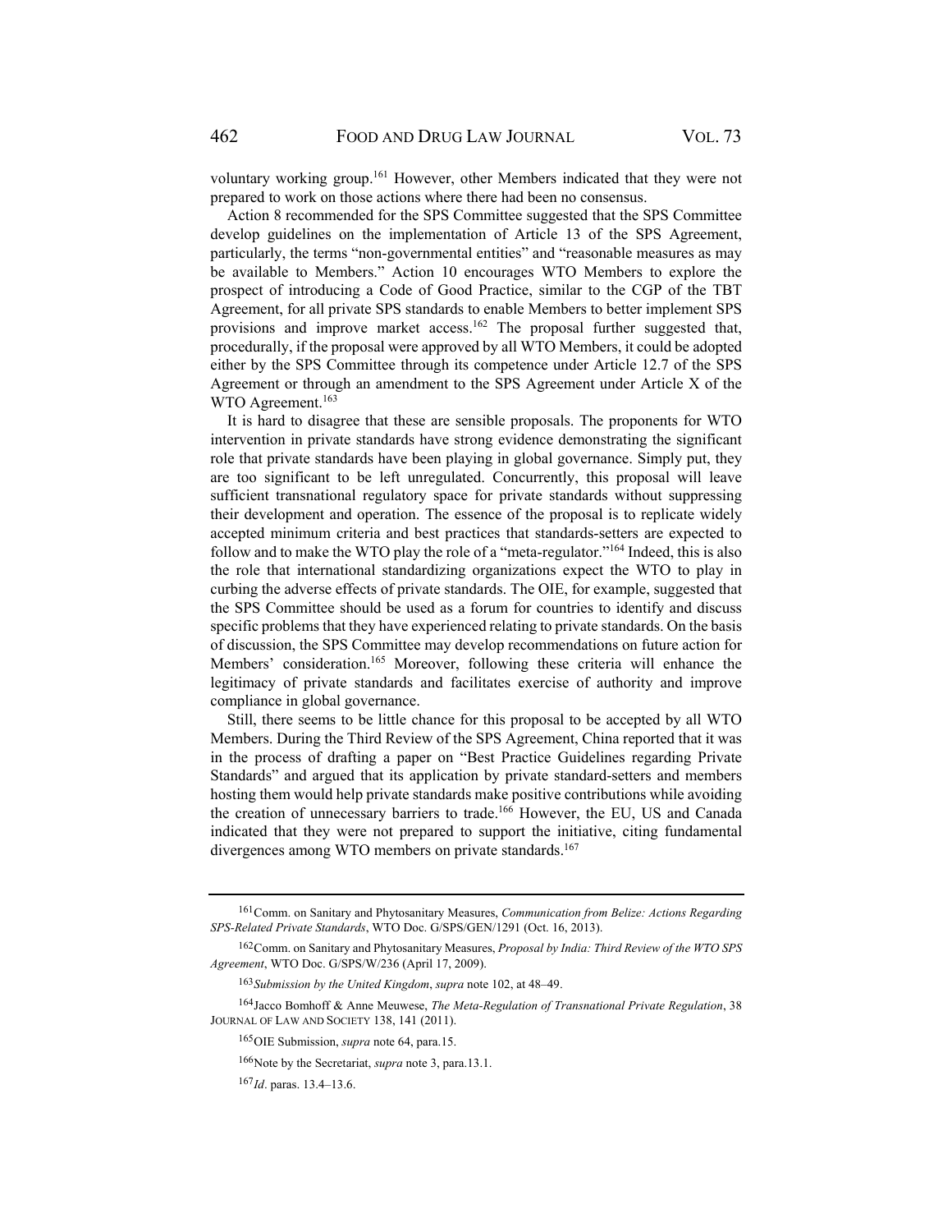voluntary working group.[161] However, other Members indicated that they were not prepared to work on those actions where there had been no consensus.

Action 8 recommended for the SPS Committee suggested that the SPS Committee develop guidelines on the implementation of Article 13 of the SPS Agreement, particularly, the terms "non-governmental entities" and "reasonable measures as may be available to Members." Action 10 encourages WTO Members to explore the prospect of introducing a Code of Good Practice, similar to the CGP of the TBT Agreement, for all private SPS standards to enable Members to better implement SPS provisions and improve market access.[162] The proposal further suggested that, procedurally, if the proposal were approved by all WTO Members, it could be adopted either by the SPS Committee through its competence under Article 12.7 of the SPS Agreement or through an amendment to the SPS Agreement under Article X of the WTO Agreement.[163]

It is hard to disagree that these are sensible proposals. The proponents for WTO intervention in private standards have strong evidence demonstrating the significant role that private standards have been playing in global governance. Simply put, they are too significant to be left unregulated. Concurrently, this proposal will leave sufficient transnational regulatory space for private standards without suppressing their development and operation. The essence of the proposal is to replicate widely accepted minimum criteria and best practices that standards-setters are expected to follow and to make the WTO play the role of a "meta-regulator."[164] Indeed, this is also the role that international standardizing organizations expect the WTO to play in curbing the adverse effects of private standards. The OIE, for example, suggested that the SPS Committee should be used as a forum for countries to identify and discuss specific problems that they have experienced relating to private standards. On the basis of discussion, the SPS Committee may develop recommendations on future action for Members' consideration.[165] Moreover, following these criteria will enhance the legitimacy of private standards and facilitates exercise of authority and improve compliance in global governance.

Still, there seems to be little chance for this proposal to be accepted by all WTO Members. During the Third Review of the SPS Agreement, China reported that it was in the process of drafting a paper on "Best Practice Guidelines regarding Private Standards" and argued that its application by private standard-setters and members hosting them would help private standards make positive contributions while avoiding the creation of unnecessary barriers to trade.[166] However, the EU, US and Canada indicated that they were not prepared to support the initiative, citing fundamental divergences among WTO members on private standards.[167]

---

[161] Comm. on Sanitary and Phytosanitary Measures, *Communication from Belize: Actions Regarding SPS-Related Private Standards*, WTO Doc. G/SPS/GEN/1291 (Oct. 16, 2013).

[162] Comm. on Sanitary and Phytosanitary Measures, *Proposal by India: Third Review of the WTO SPS Agreement*, WTO Doc. G/SPS/W/236 (April 17, 2009).

[163] *Submission by the United Kingdom*, *supra* note 102, at 48–49.

[164] Jacco Bomhoff & Anne Meuwese, *The Meta-Regulation of Transnational Private Regulation*, 38 JOURNAL OF LAW AND SOCIETY 138, 141 (2011).

[165] OIE Submission, *supra* note 64, para.15.

[166] Note by the Secretariat, *supra* note 3, para.13.1.

[167] *Id*. paras. 13.4–13.6.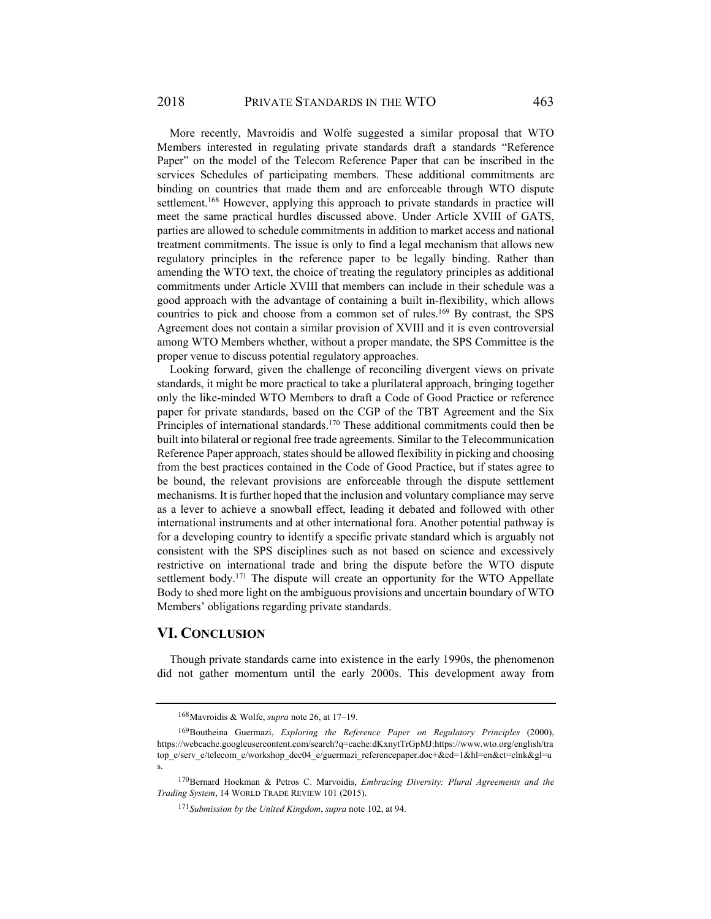More recently, Mavroidis and Wolfe suggested a similar proposal that WTO Members interested in regulating private standards draft a standards "Reference Paper" on the model of the Telecom Reference Paper that can be inscribed in the services Schedules of participating members. These additional commitments are binding on countries that made them and are enforceable through WTO dispute settlement.[168] However, applying this approach to private standards in practice will meet the same practical hurdles discussed above. Under Article XVIII of GATS, parties are allowed to schedule commitments in addition to market access and national treatment commitments. The issue is only to find a legal mechanism that allows new regulatory principles in the reference paper to be legally binding. Rather than amending the WTO text, the choice of treating the regulatory principles as additional commitments under Article XVIII that members can include in their schedule was a good approach with the advantage of containing a built in-flexibility, which allows countries to pick and choose from a common set of rules.[169] By contrast, the SPS Agreement does not contain a similar provision of XVIII and it is even controversial among WTO Members whether, without a proper mandate, the SPS Committee is the proper venue to discuss potential regulatory approaches.

Looking forward, given the challenge of reconciling divergent views on private standards, it might be more practical to take a plurilateral approach, bringing together only the like-minded WTO Members to draft a Code of Good Practice or reference paper for private standards, based on the CGP of the TBT Agreement and the Six Principles of international standards.[170] These additional commitments could then be built into bilateral or regional free trade agreements. Similar to the Telecommunication Reference Paper approach, states should be allowed flexibility in picking and choosing from the best practices contained in the Code of Good Practice, but if states agree to be bound, the relevant provisions are enforceable through the dispute settlement mechanisms. It is further hoped that the inclusion and voluntary compliance may serve as a lever to achieve a snowball effect, leading it debated and followed with other international instruments and at other international fora. Another potential pathway is for a developing country to identify a specific private standard which is arguably not consistent with the SPS disciplines such as not based on science and excessively restrictive on international trade and bring the dispute before the WTO dispute settlement body.[171] The dispute will create an opportunity for the WTO Appellate Body to shed more light on the ambiguous provisions and uncertain boundary of WTO Members' obligations regarding private standards.

## VI. Conclusion

Though private standards came into existence in the early 1990s, the phenomenon did not gather momentum until the early 2000s. This development away from

---

[168] Mavroidis & Wolfe, *supra* note 26, at 17–19.

[169] Boutheina Guermazi, *Exploring the Reference Paper on Regulatory Principles* (2000), https://webcache.googleusercontent.com/search?q=cache:dKxnytTrGpMJ:https://www.wto.org/english/tratop_e/serv_e/telecom_e/workshop_dec04_e/guermazi_referencepaper.doc+&cd=1&hl=en&ct=clnk&gl=us.

[170] Bernard Hoekman & Petros C. Marvoidis, *Embracing Diversity: Plural Agreements and the Trading System*, 14 WORLD TRADE REVIEW 101 (2015).

[171] *Submission by the United Kingdom*, *supra* note 102, at 94.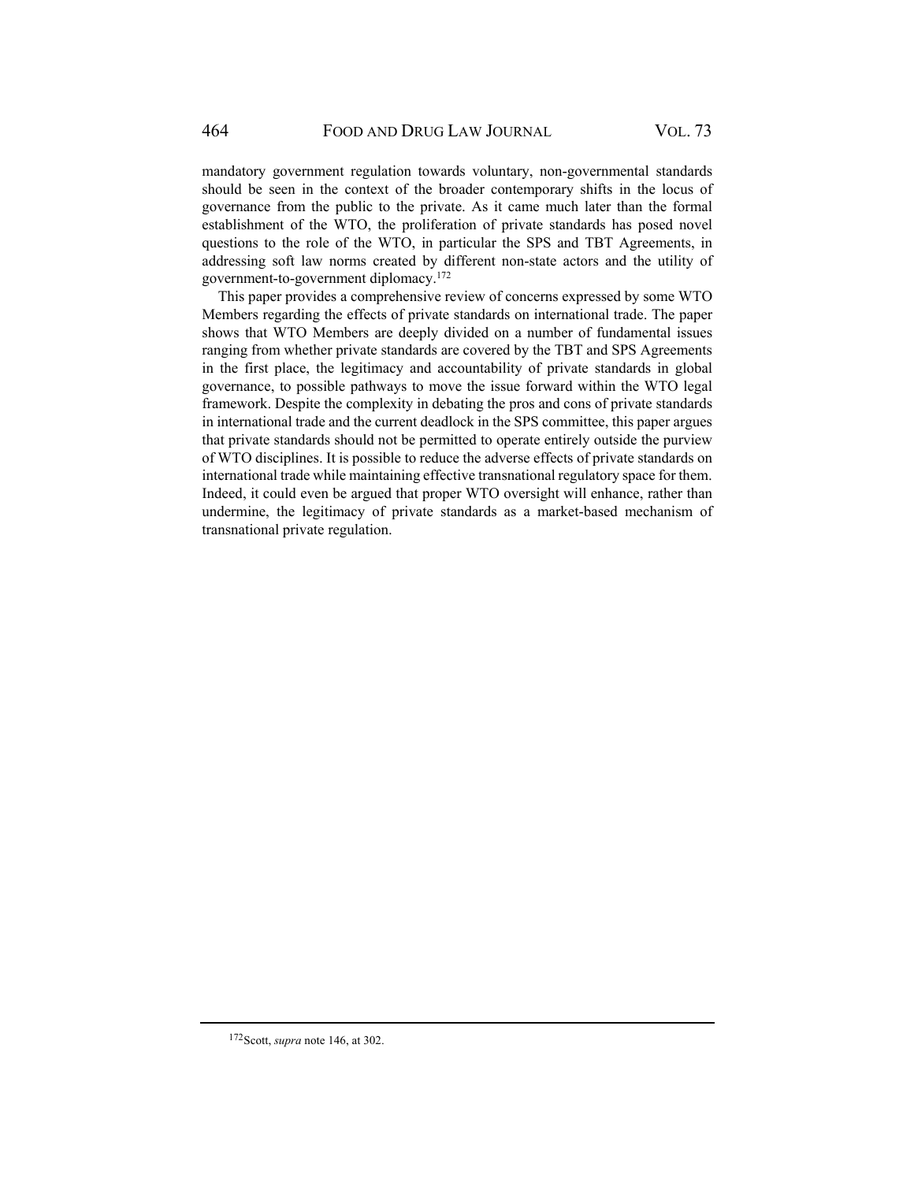mandatory government regulation towards voluntary, non-governmental standards should be seen in the context of the broader contemporary shifts in the locus of governance from the public to the private. As it came much later than the formal establishment of the WTO, the proliferation of private standards has posed novel questions to the role of the WTO, in particular the SPS and TBT Agreements, in addressing soft law norms created by different non-state actors and the utility of government-to-government diplomacy.[172]

This paper provides a comprehensive review of concerns expressed by some WTO Members regarding the effects of private standards on international trade. The paper shows that WTO Members are deeply divided on a number of fundamental issues ranging from whether private standards are covered by the TBT and SPS Agreements in the first place, the legitimacy and accountability of private standards in global governance, to possible pathways to move the issue forward within the WTO legal framework. Despite the complexity in debating the pros and cons of private standards in international trade and the current deadlock in the SPS committee, this paper argues that private standards should not be permitted to operate entirely outside the purview of WTO disciplines. It is possible to reduce the adverse effects of private standards on international trade while maintaining effective transnational regulatory space for them. Indeed, it could even be argued that proper WTO oversight will enhance, rather than undermine, the legitimacy of private standards as a market-based mechanism of transnational private regulation.

---

[172] Scott, *supra* note 146, at 302.